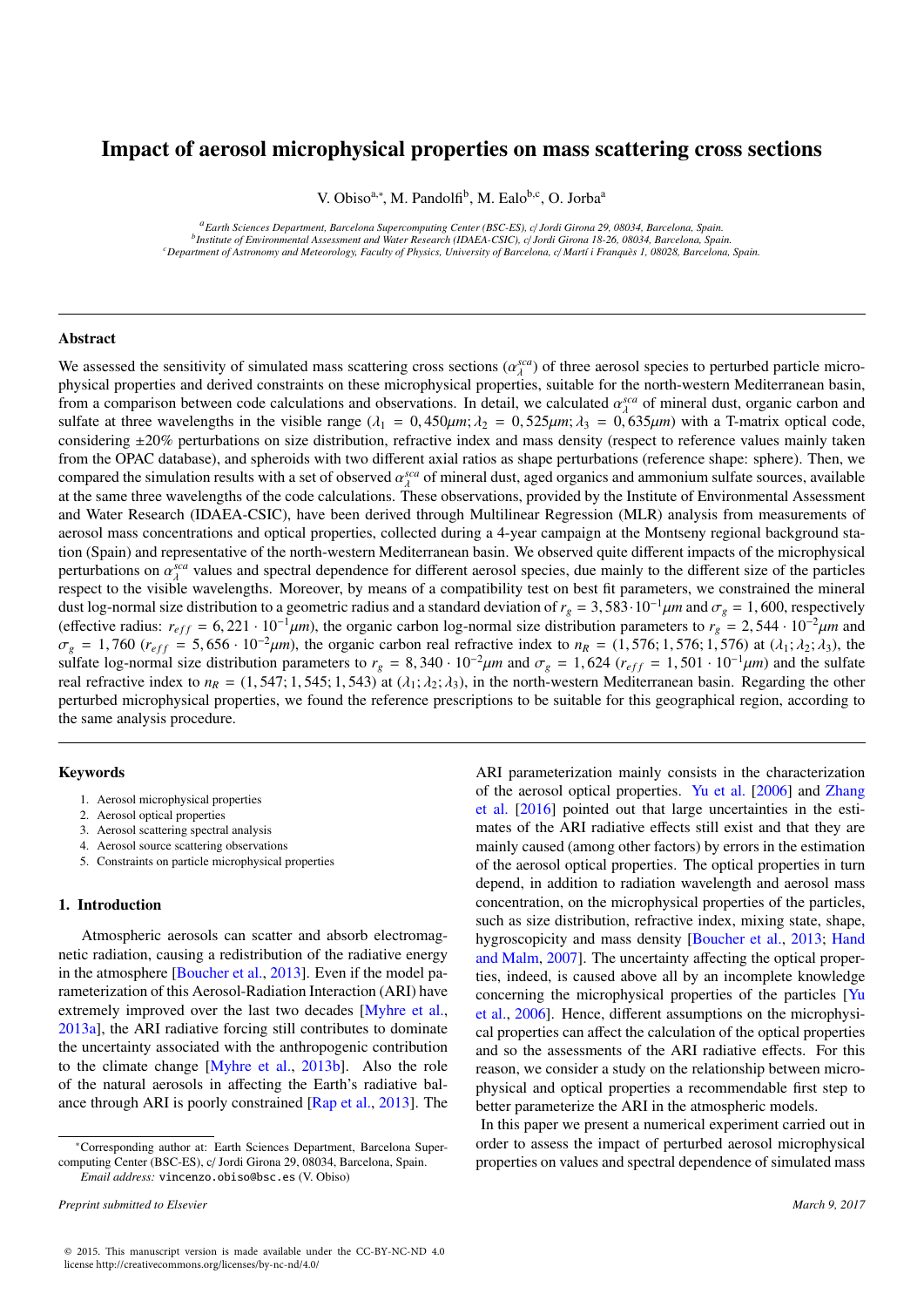# Impact of aerosol microphysical properties on mass scattering cross sections

V. Obiso[a,*], M. Pandolfi[b], M. Ealo[b,c], O. Jorba[a]

[a] Earth Sciences Department, Barcelona Supercomputing Center (BSC-ES), c/ Jordi Girona 29, 08034, Barcelona, Spain.
[b] Institute of Environmental Assessment and Water Research (IDAEA-CSIC), c/ Jordi Girona 18-26, 08034, Barcelona, Spain.
[c] Department of Astronomy and Meteorology, Faculty of Physics, University of Barcelona, c/ Martí i Franquès 1, 08028, Barcelona, Spain.

## Abstract

We assessed the sensitivity of simulated mass scattering cross sections ($\alpha_\lambda^{sca}$) of three aerosol species to perturbed particle microphysical properties and derived constraints on these microphysical properties, suitable for the north-western Mediterranean basin, from a comparison between code calculations and observations. In detail, we calculated $\alpha_\lambda^{sca}$ of mineral dust, organic carbon and sulfate at three wavelengths in the visible range ($\lambda_1 = 0,450\mu m; \lambda_2 = 0,525\mu m; \lambda_3 = 0,635\mu m$) with a T-matrix optical code, considering $\pm 20\%$ perturbations on size distribution, refractive index and mass density (respect to reference values mainly taken from the OPAC database), and spheroids with two different axial ratios as shape perturbations (reference shape: sphere). Then, we compared the simulation results with a set of observed $\alpha_\lambda^{sca}$ of mineral dust, aged organics and ammonium sulfate sources, available at the same three wavelengths of the code calculations. These observations, provided by the Institute of Environmental Assessment and Water Research (IDAEA-CSIC), have been derived through Multilinear Regression (MLR) analysis from measurements of aerosol mass concentrations and optical properties, collected during a 4-year campaign at the Montseny regional background station (Spain) and representative of the north-western Mediterranean basin. We observed quite different impacts of the microphysical perturbations on $\alpha_\lambda^{sca}$ values and spectral dependence for different aerosol species, due mainly to the different size of the particles respect to the visible wavelengths. Moreover, by means of a compatibility test on best fit parameters, we constrained the mineral dust log-normal size distribution to a geometric radius and a standard deviation of $r_g = 3,583 \cdot 10^{-1}\mu m$ and $\sigma_g = 1,600$, respectively (effective radius: $r_{eff} = 6,221 \cdot 10^{-1}\mu m$), the organic carbon log-normal size distribution parameters to $r_g = 2,544 \cdot 10^{-2}\mu m$ and $\sigma_g = 1,760$ ($r_{eff} = 5,656 \cdot 10^{-2}\mu m$), the organic carbon real refractive index to $n_R = (1,576; 1,576; 1,576)$ at $(\lambda_1; \lambda_2; \lambda_3)$, the sulfate log-normal size distribution parameters to $r_g = 8,340 \cdot 10^{-2}\mu m$ and $\sigma_g = 1,624$ ($r_{eff} = 1,501 \cdot 10^{-1}\mu m$) and the sulfate real refractive index to $n_R = (1,547; 1,545; 1,543)$ at $(\lambda_1; \lambda_2; \lambda_3)$, in the north-western Mediterranean basin. Regarding the other perturbed microphysical properties, we found the reference prescriptions to be suitable for this geographical region, according to the same analysis procedure.

### Keywords

1. Aerosol microphysical properties
2. Aerosol optical properties
3. Aerosol scattering spectral analysis
4. Aerosol source scattering observations
5. Constraints on particle microphysical properties

## 1. Introduction

Atmospheric aerosols can scatter and absorb electromagnetic radiation, causing a redistribution of the radiative energy in the atmosphere [Boucher et al., 2013]. Even if the model parameterization of this Aerosol-Radiation Interaction (ARI) have extremely improved over the last two decades [Myhre et al., 2013a], the ARI radiative forcing still contributes to dominate the uncertainty associated with the anthropogenic contribution to the climate change [Myhre et al., 2013b]. Also the role of the natural aerosols in affecting the Earth's radiative balance through ARI is poorly constrained [Rap et al., 2013]. The ARI parameterization mainly consists in the characterization of the aerosol optical properties. Yu et al. [2006] and Zhang et al. [2016] pointed out that large uncertainties in the estimates of the ARI radiative effects still exist and that they are mainly caused (among other factors) by errors in the estimation of the aerosol optical properties. The optical properties in turn depend, in addition to radiation wavelength and aerosol mass concentration, on the microphysical properties of the particles, such as size distribution, refractive index, mixing state, shape, hygroscopicity and mass density [Boucher et al., 2013; Hand and Malm, 2007]. The uncertainty affecting the optical properties, indeed, is caused above all by an incomplete knowledge concerning the microphysical properties of the particles [Yu et al., 2006]. Hence, different assumptions on the microphysical properties can affect the calculation of the optical properties and so the assessments of the ARI radiative effects. For this reason, we consider a study on the relationship between microphysical and optical properties a recommendable first step to better parameterize the ARI in the atmospheric models.

In this paper we present a numerical experiment carried out in order to assess the impact of perturbed aerosol microphysical properties on values and spectral dependence of simulated mass

*Corresponding author at: Earth Sciences Department, Barcelona Supercomputing Center (BSC-ES), c/ Jordi Girona 29, 08034, Barcelona, Spain.
*Email address:* vincenzo.obiso@bsc.es (V. Obiso)

Preprint submitted to Elsevier — March 9, 2017

© 2015. This manuscript version is made available under the CC-BY-NC-ND 4.0 license http://creativecommons.org/licenses/by-nc-nd/4.0/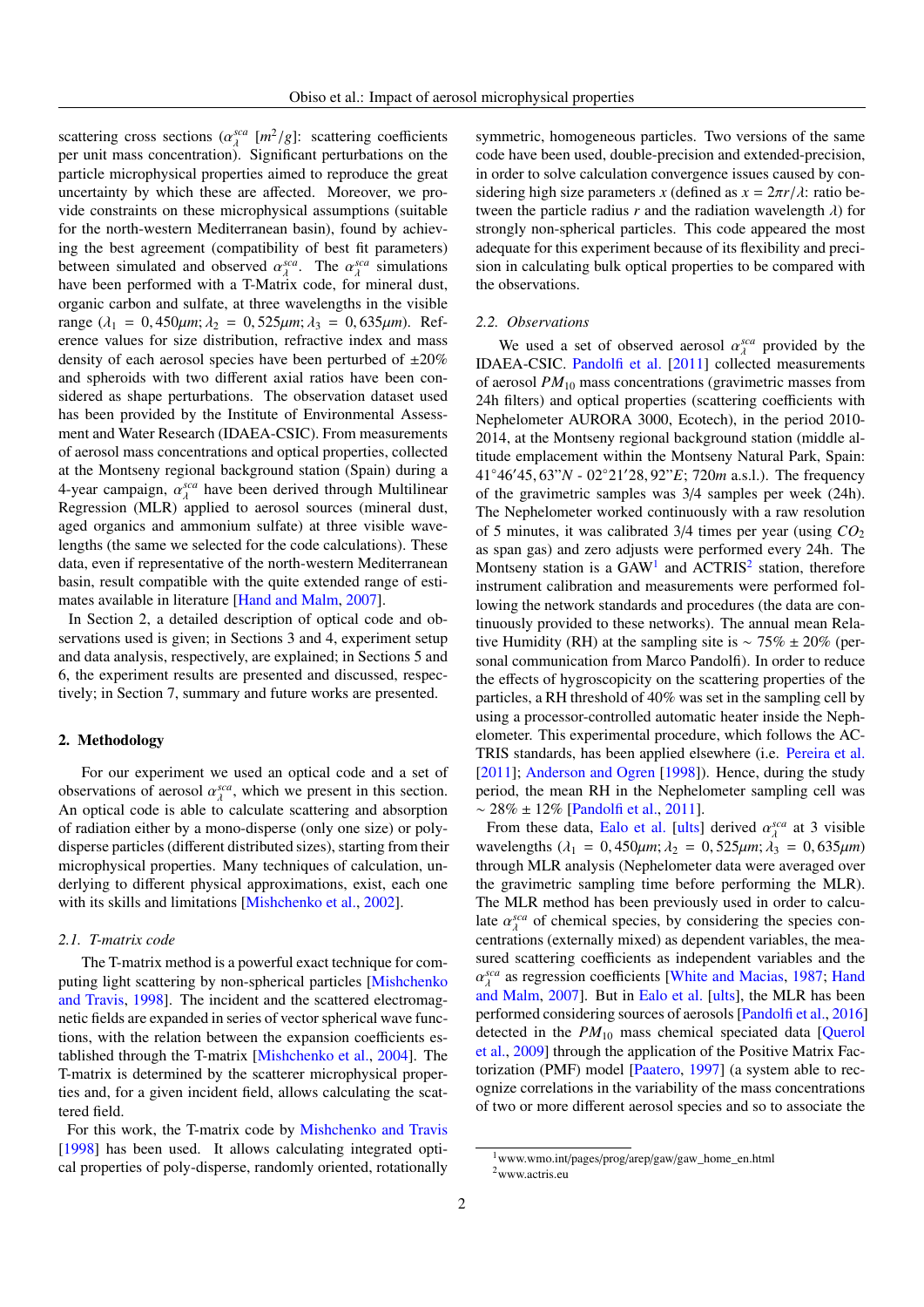scattering cross sections ($\alpha_{\lambda}^{sca}$ [$m^2/g$]: scattering coefficients per unit mass concentration). Significant perturbations on the particle microphysical properties aimed to reproduce the great uncertainty by which these are affected. Moreover, we provide constraints on these microphysical assumptions (suitable for the north-western Mediterranean basin), found by achieving the best agreement (compatibility of best fit parameters) between simulated and observed $\alpha_{\lambda}^{sca}$. The $\alpha_{\lambda}^{sca}$ simulations have been performed with a T-Matrix code, for mineral dust, organic carbon and sulfate, at three wavelengths in the visible range ($\lambda_1 = 0,450\mu m$; $\lambda_2 = 0,525\mu m$; $\lambda_3 = 0,635\mu m$). Reference values for size distribution, refractive index and mass density of each aerosol species have been perturbed of ±20% and spheroids with two different axial ratios have been considered as shape perturbations. The observation dataset used has been provided by the Institute of Environmental Assessment and Water Research (IDAEA-CSIC). From measurements of aerosol mass concentrations and optical properties, collected at the Montseny regional background station (Spain) during a 4-year campaign, $\alpha_{\lambda}^{sca}$ have been derived through Multilinear Regression (MLR) applied to aerosol sources (mineral dust, aged organics and ammonium sulfate) at three visible wavelengths (the same we selected for the code calculations). These data, even if representative of the north-western Mediterranean basin, result compatible with the quite extended range of estimates available in literature [Hand and Malm, 2007].

In Section 2, a detailed description of optical code and observations used is given; in Sections 3 and 4, experiment setup and data analysis, respectively, are explained; in Sections 5 and 6, the experiment results are presented and discussed, respectively; in Section 7, summary and future works are presented.

## 2. Methodology

For our experiment we used an optical code and a set of observations of aerosol $\alpha_{\lambda}^{sca}$, which we present in this section. An optical code is able to calculate scattering and absorption of radiation either by a mono-disperse (only one size) or poly-disperse particles (different distributed sizes), starting from their microphysical properties. Many techniques of calculation, underlying to different physical approximations, exist, each one with its skills and limitations [Mishchenko et al., 2002].

### 2.1. T-matrix code

The T-matrix method is a powerful exact technique for computing light scattering by non-spherical particles [Mishchenko and Travis, 1998]. The incident and the scattered electromagnetic fields are expanded in series of vector spherical wave functions, with the relation between the expansion coefficients established through the T-matrix [Mishchenko et al., 2004]. The T-matrix is determined by the scatterer microphysical properties and, for a given incident field, allows calculating the scattered field.

For this work, the T-matrix code by Mishchenko and Travis [1998] has been used. It allows calculating integrated optical properties of poly-disperse, randomly oriented, rotationally symmetric, homogeneous particles. Two versions of the same code have been used, double-precision and extended-precision, in order to solve calculation convergence issues caused by considering high size parameters $x$ (defined as $x = 2\pi r/\lambda$: ratio between the particle radius $r$ and the radiation wavelength $\lambda$) for strongly non-spherical particles. This code appeared the most adequate for this experiment because of its flexibility and precision in calculating bulk optical properties to be compared with the observations.

### 2.2. Observations

We used a set of observed aerosol $\alpha_{\lambda}^{sca}$ provided by the IDAEA-CSIC. Pandolfi et al. [2011] collected measurements of aerosol $PM_{10}$ mass concentrations (gravimetric masses from 24h filters) and optical properties (scattering coefficients with Nephelometer AURORA 3000, Ecotech), in the period 2010-2014, at the Montseny regional background station (middle altitude emplacement within the Montseny Natural Park, Spain: 41°46′45,63"N - 02°21′28,92"E; 720m a.s.l.). The frequency of the gravimetric samples was 3/4 samples per week (24h). The Nephelometer worked continuously with a raw resolution of 5 minutes, it was calibrated 3/4 times per year (using $CO_2$ as span gas) and zero adjusts were performed every 24h. The Montseny station is a GAW[1] and ACTRIS[2] station, therefore instrument calibration and measurements were performed following the network standards and procedures (the data are continuously provided to these networks). The annual mean Relative Humidity (RH) at the sampling site is ∼ 75% ± 20% (personal communication from Marco Pandolfi). In order to reduce the effects of hygroscopicity on the scattering properties of the particles, a RH threshold of 40% was set in the sampling cell by using a processor-controlled automatic heater inside the Nephelometer. This experimental procedure, which follows the ACTRIS standards, has been applied elsewhere (i.e. Pereira et al. [2011]; Anderson and Ogren [1998]). Hence, during the study period, the mean RH in the Nephelometer sampling cell was ∼ 28% ± 12% [Pandolfi et al., 2011].

From these data, Ealo et al. [ults] derived $\alpha_{\lambda}^{sca}$ at 3 visible wavelengths ($\lambda_1 = 0,450\mu m$; $\lambda_2 = 0,525\mu m$; $\lambda_3 = 0,635\mu m$) through MLR analysis (Nephelometer data were averaged over the gravimetric sampling time before performing the MLR). The MLR method has been previously used in order to calculate $\alpha_{\lambda}^{sca}$ of chemical species, by considering the species concentrations (externally mixed) as dependent variables, the measured scattering coefficients as independent variables and the $\alpha_{\lambda}^{sca}$ as regression coefficients [White and Macias, 1987; Hand and Malm, 2007]. But in Ealo et al. [ults], the MLR has been performed considering sources of aerosols [Pandolfi et al., 2016] detected in the $PM_{10}$ mass chemical speciated data [Querol et al., 2009] through the application of the Positive Matrix Factorization (PMF) model [Paatero, 1997] (a system able to recognize correlations in the variability of the mass concentrations of two or more different aerosol species and so to associate the

[1] www.wmo.int/pages/prog/arep/gaw/gaw_home_en.html

[2] www.actris.eu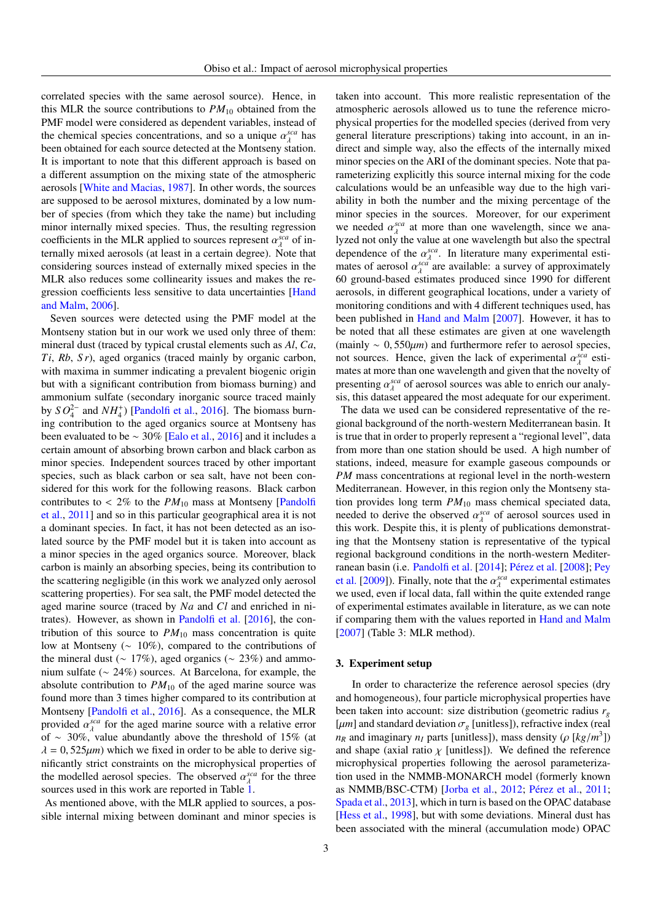correlated species with the same aerosol source). Hence, in this MLR the source contributions to $PM_{10}$ obtained from the PMF model were considered as dependent variables, instead of the chemical species concentrations, and so a unique $\alpha_\lambda^{sca}$ has been obtained for each source detected at the Montseny station. It is important to note that this different approach is based on a different assumption on the mixing state of the atmospheric aerosols [White and Macias, 1987]. In other words, the sources are supposed to be aerosol mixtures, dominated by a low number of species (from which they take the name) but including minor internally mixed species. Thus, the resulting regression coefficients in the MLR applied to sources represent $\alpha_\lambda^{sca}$ of internally mixed aerosols (at least in a certain degree). Note that considering sources instead of externally mixed species in the MLR also reduces some collinearity issues and makes the regression coefficients less sensitive to data uncertainties [Hand and Malm, 2006].

Seven sources were detected using the PMF model at the Montseny station but in our work we used only three of them: mineral dust (traced by typical crustal elements such as $Al$, $Ca$, $Ti$, $Rb$, $Sr$), aged organics (traced mainly by organic carbon, with maxima in summer indicating a prevalent biogenic origin but with a significant contribution from biomass burning) and ammonium sulfate (secondary inorganic source traced mainly by $SO_4^{2-}$ and $NH_4^+$) [Pandolfi et al., 2016]. The biomass burning contribution to the aged organics source at Montseny has been evaluated to be $\sim 30\%$ [Ealo et al., 2016] and it includes a certain amount of absorbing brown carbon and black carbon as minor species. Independent sources traced by other important species, such as black carbon or sea salt, have not been considered for this work for the following reasons. Black carbon contributes to $< 2\%$ to the $PM_{10}$ mass at Montseny [Pandolfi et al., 2011] and so in this particular geographical area it is not a dominant species. In fact, it has not been detected as an isolated source by the PMF model but it is taken into account as a minor species in the aged organics source. Moreover, black carbon is mainly an absorbing species, being its contribution to the scattering negligible (in this work we analyzed only aerosol scattering properties). For sea salt, the PMF model detected the aged marine source (traced by $Na$ and $Cl$ and enriched in nitrates). However, as shown in Pandolfi et al. [2016], the contribution of this source to $PM_{10}$ mass concentration is quite low at Montseny ($\sim 10\%$), compared to the contributions of the mineral dust ($\sim 17\%$), aged organics ($\sim 23\%$) and ammonium sulfate ($\sim 24\%$) sources. At Barcelona, for example, the absolute contribution to $PM_{10}$ of the aged marine source was found more than 3 times higher compared to its contribution at Montseny [Pandolfi et al., 2016]. As a consequence, the MLR provided $\alpha_\lambda^{sca}$ for the aged marine source with a relative error of $\sim 30\%$, value abundantly above the threshold of 15% (at $\lambda = 0,525\mu m$) which we fixed in order to be able to derive significantly strict constraints on the microphysical properties of the modelled aerosol species. The observed $\alpha_\lambda^{sca}$ for the three sources used in this work are reported in Table 1.

As mentioned above, with the MLR applied to sources, a possible internal mixing between dominant and minor species is taken into account. This more realistic representation of the atmospheric aerosols allowed us to tune the reference microphysical properties for the modelled species (derived from very general literature prescriptions) taking into account, in an indirect and simple way, also the effects of the internally mixed minor species on the ARI of the dominant species. Note that parameterizing explicitly this source internal mixing for the code calculations would be an unfeasible way due to the high variability in both the number and the mixing percentage of the minor species in the sources. Moreover, for our experiment we needed $\alpha_\lambda^{sca}$ at more than one wavelength, since we analyzed not only the value at one wavelength but also the spectral dependence of the $\alpha_\lambda^{sca}$. In literature many experimental estimates of aerosol $\alpha_\lambda^{sca}$ are available: a survey of approximately 60 ground-based estimates produced since 1990 for different aerosols, in different geographical locations, under a variety of monitoring conditions and with 4 different techniques used, has been published in Hand and Malm [2007]. However, it has to be noted that all these estimates are given at one wavelength (mainly $\sim 0,550\mu m$) and furthermore refer to aerosol species, not sources. Hence, given the lack of experimental $\alpha_\lambda^{sca}$ estimates at more than one wavelength and given that the novelty of presenting $\alpha_\lambda^{sca}$ of aerosol sources was able to enrich our analysis, this dataset appeared the most adequate for our experiment.

The data we used can be considered representative of the regional background of the north-western Mediterranean basin. It is true that in order to properly represent a "regional level", data from more than one station should be used. A high number of stations, indeed, measure for example gaseous compounds or $PM$ mass concentrations at regional level in the north-western Mediterranean. However, in this region only the Montseny station provides long term $PM_{10}$ mass chemical speciated data, needed to derive the observed $\alpha_\lambda^{sca}$ of aerosol sources used in this work. Despite this, it is plenty of publications demonstrating that the Montseny station is representative of the typical regional background conditions in the north-western Mediterranean basin (i.e. Pandolfi et al. [2014]; Pérez et al. [2008]; Pey et al. [2009]). Finally, note that the $\alpha_\lambda^{sca}$ experimental estimates we used, even if local data, fall within the quite extended range of experimental estimates available in literature, as we can note if comparing them with the values reported in Hand and Malm [2007] (Table 3: MLR method).

## 3. Experiment setup

In order to characterize the reference aerosol species (dry and homogeneous), four particle microphysical properties have been taken into account: size distribution (geometric radius $r_g$ [$\mu m$] and standard deviation $\sigma_g$ [unitless]), refractive index (real $n_R$ and imaginary $n_I$ parts [unitless]), mass density ($\rho$ [$kg/m^3$]) and shape (axial ratio $\chi$ [unitless]). We defined the reference microphysical properties following the aerosol parameterization used in the NMMB-MONARCH model (formerly known as NMMB/BSC-CTM) [Jorba et al., 2012; Pérez et al., 2011; Spada et al., 2013], which in turn is based on the OPAC database [Hess et al., 1998], but with some deviations. Mineral dust has been associated with the mineral (accumulation mode) OPAC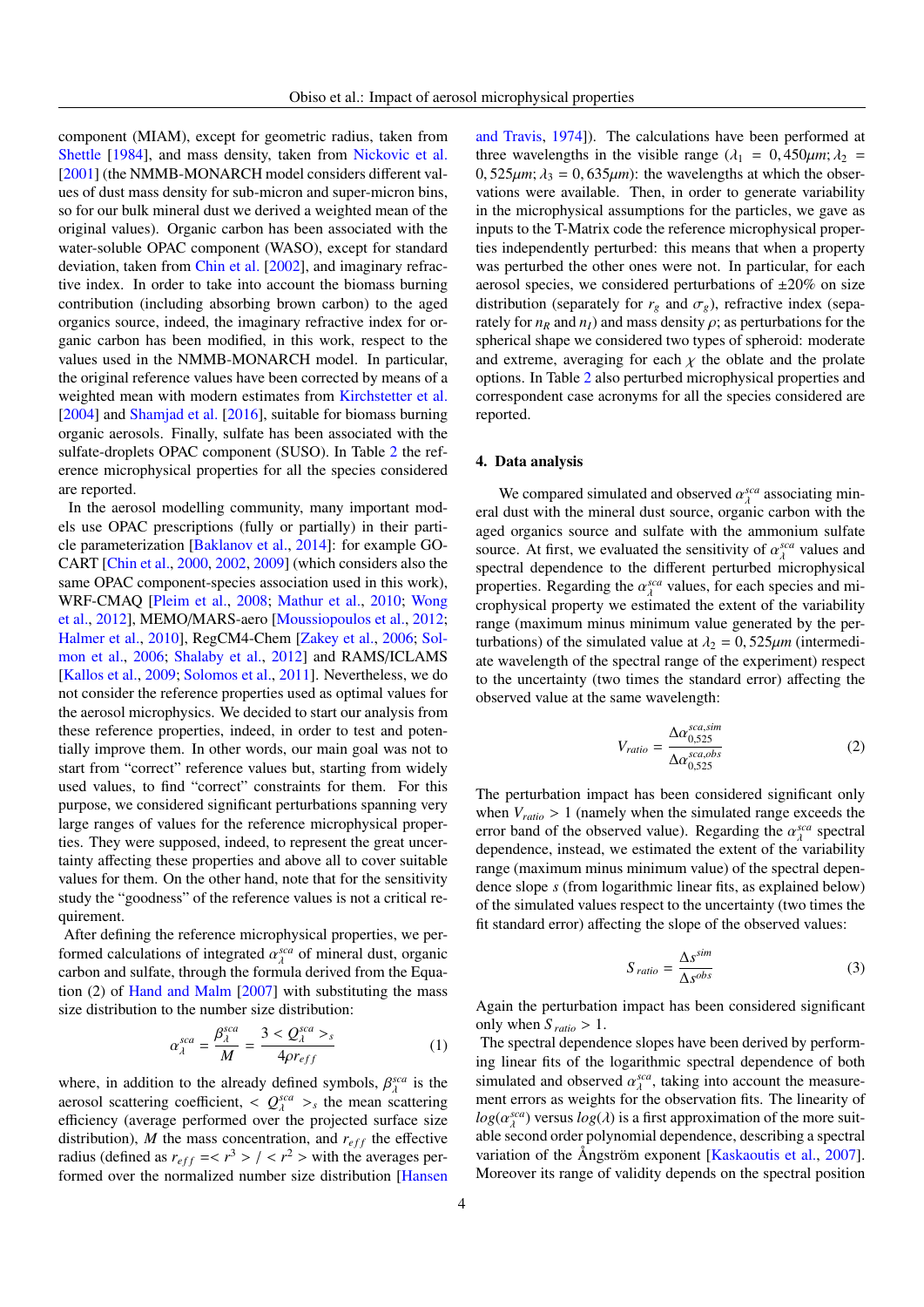component (MIAM), except for geometric radius, taken from Shettle [1984], and mass density, taken from Nickovic et al. [2001] (the NMMB-MONARCH model considers different values of dust mass density for sub-micron and super-micron bins, so for our bulk mineral dust we derived a weighted mean of the original values). Organic carbon has been associated with the water-soluble OPAC component (WASO), except for standard deviation, taken from Chin et al. [2002], and imaginary refractive index. In order to take into account the biomass burning contribution (including absorbing brown carbon) to the aged organics source, indeed, the imaginary refractive index for organic carbon has been modified, in this work, respect to the values used in the NMMB-MONARCH model. In particular, the original reference values have been corrected by means of a weighted mean with modern estimates from Kirchstetter et al. [2004] and Shamjad et al. [2016], suitable for biomass burning organic aerosols. Finally, sulfate has been associated with the sulfate-droplets OPAC component (SUSO). In Table 2 the reference microphysical properties for all the species considered are reported.

In the aerosol modelling community, many important models use OPAC prescriptions (fully or partially) in their particle parameterization [Baklanov et al., 2014]: for example GOCART [Chin et al., 2000, 2002, 2009] (which considers also the same OPAC component-species association used in this work), WRF-CMAQ [Pleim et al., 2008; Mathur et al., 2010; Wong et al., 2012], MEMO/MARS-aero [Moussiopoulos et al., 2012; Halmer et al., 2010], RegCM4-Chem [Zakey et al., 2006; Solmon et al., 2006; Shalaby et al., 2012] and RAMS/ICLAMS [Kallos et al., 2009; Solomos et al., 2011]. Nevertheless, we do not consider the reference properties used as optimal values for the aerosol microphysics. We decided to start our analysis from these reference properties, indeed, in order to test and potentially improve them. In other words, our main goal was not to start from "correct" reference values but, starting from widely used values, to find "correct" constraints for them. For this purpose, we considered significant perturbations spanning very large ranges of values for the reference microphysical properties. They were supposed, indeed, to represent the great uncertainty affecting these properties and above all to cover suitable values for them. On the other hand, note that for the sensitivity study the "goodness" of the reference values is not a critical requirement.

After defining the reference microphysical properties, we performed calculations of integrated $\alpha_\lambda^{sca}$ of mineral dust, organic carbon and sulfate, through the formula derived from the Equation (2) of Hand and Malm [2007] with substituting the mass size distribution to the number size distribution:

$$\alpha_\lambda^{sca} = \frac{\beta_\lambda^{sca}}{M} = \frac{3 < Q_\lambda^{sca} >_s}{4\rho r_{eff}} \tag{1}$$

where, in addition to the already defined symbols, $\beta_\lambda^{sca}$ is the aerosol scattering coefficient, $< Q_\lambda^{sca} >_s$ the mean scattering efficiency (average performed over the projected surface size distribution), $M$ the mass concentration, and $r_{eff}$ the effective radius (defined as $r_{eff} =< r^3 > / < r^2 >$ with the averages performed over the normalized number size distribution [Hansen and Travis, 1974]). The calculations have been performed at three wavelengths in the visible range ($\lambda_1 = 0,450\mu m$; $\lambda_2 = 0,525\mu m$; $\lambda_3 = 0,635\mu m$): the wavelengths at which the observations were available. Then, in order to generate variability in the microphysical assumptions for the particles, we gave as inputs to the T-Matrix code the reference microphysical properties independently perturbed: this means that when a property was perturbed the other ones were not. In particular, for each aerosol species, we considered perturbations of ±20% on size distribution (separately for $r_g$ and $\sigma_g$), refractive index (separately for $n_R$ and $n_I$) and mass density $\rho$; as perturbations for the spherical shape we considered two types of spheroid: moderate and extreme, averaging for each $\chi$ the oblate and the prolate options. In Table 2 also perturbed microphysical properties and correspondent case acronyms for all the species considered are reported.

## 4. Data analysis

We compared simulated and observed $\alpha_\lambda^{sca}$ associating mineral dust with the mineral dust source, organic carbon with the aged organics source and sulfate with the ammonium sulfate source. At first, we evaluated the sensitivity of $\alpha_\lambda^{sca}$ values and spectral dependence to the different perturbed microphysical properties. Regarding the $\alpha_\lambda^{sca}$ values, for each species and microphysical property we estimated the extent of the variability range (maximum minus minimum value generated by the perturbations) of the simulated value at $\lambda_2 = 0,525\mu m$ (intermediate wavelength of the spectral range of the experiment) respect to the uncertainty (two times the standard error) affecting the observed value at the same wavelength:

$$V_{ratio} = \frac{\Delta\alpha_{0,525}^{sca,sim}}{\Delta\alpha_{0,525}^{sca,obs}} \tag{2}$$

The perturbation impact has been considered significant only when $V_{ratio} > 1$ (namely when the simulated range exceeds the error band of the observed value). Regarding the $\alpha_\lambda^{sca}$ spectral dependence, instead, we estimated the extent of the variability range (maximum minus minimum value) of the spectral dependence slope $s$ (from logarithmic linear fits, as explained below) of the simulated values respect to the uncertainty (two times the fit standard error) affecting the slope of the observed values:

$$S_{ratio} = \frac{\Delta s^{sim}}{\Delta s^{obs}} \tag{3}$$

Again the perturbation impact has been considered significant only when $S_{ratio} > 1$.

The spectral dependence slopes have been derived by performing linear fits of the logarithmic spectral dependence of both simulated and observed $\alpha_\lambda^{sca}$, taking into account the measurement errors as weights for the observation fits. The linearity of $log(\alpha_\lambda^{sca})$ versus $log(\lambda)$ is a first approximation of the more suitable second order polynomial dependence, describing a spectral variation of the Ångström exponent [Kaskaoutis et al., 2007]. Moreover its range of validity depends on the spectral position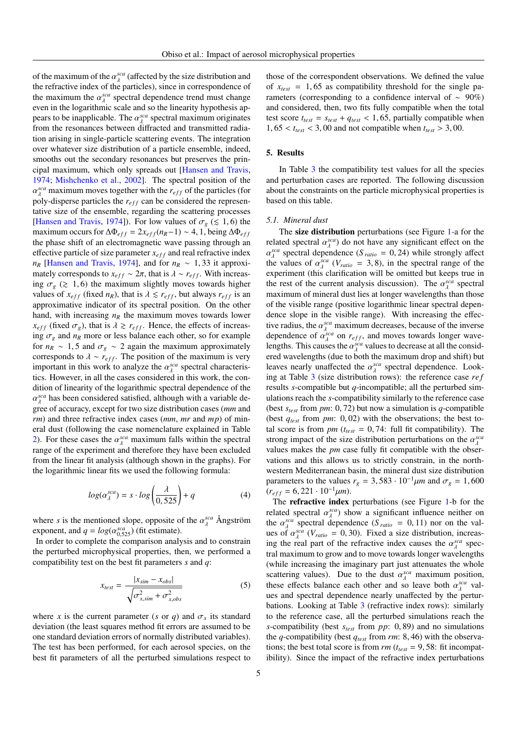of the maximum of the $\alpha_\lambda^{sca}$ (affected by the size distribution and the refractive index of the particles), since in correspondence of the maximum the $\alpha_\lambda^{sca}$ spectral dependence trend must change even in the logarithmic scale and so the linearity hypothesis appears to be inapplicable. The $\alpha_\lambda^{sca}$ spectral maximum originates from the resonances between diffracted and transmitted radiation arising in single-particle scattering events. The integration over whatever size distribution of a particle ensemble, indeed, smooths out the secondary resonances but preserves the principal maximum, which only spreads out [Hansen and Travis, 1974; Mishchenko et al., 2002]. The spectral position of the $\alpha_\lambda^{sca}$ maximum moves together with the $r_{eff}$ of the particles (for poly-disperse particles the $r_{eff}$ can be considered the representative size of the ensemble, regarding the scattering processes [Hansen and Travis, 1974]). For low values of $\sigma_g$ ($\lesssim 1,6$) the maximum occurs for $\Delta\Phi_{eff} = 2x_{eff}(n_R-1) \sim 4,1$, being $\Delta\Phi_{eff}$ the phase shift of an electromagnetic wave passing through an effective particle of size parameter $x_{eff}$ and real refractive index $n_R$ [Hansen and Travis, 1974], and for $n_R \sim 1,33$ it approximately corresponds to $x_{eff} \sim 2\pi$, that is $\lambda \sim r_{eff}$. With increasing $\sigma_g$ ($\gtrsim 1,6$) the maximum slightly moves towards higher values of $x_{eff}$ (fixed $n_R$), that is $\lambda \lesssim r_{eff}$, but always $r_{eff}$ is an approximative indicator of its spectral position. On the other hand, with increasing $n_R$ the maximum moves towards lower $x_{eff}$ (fixed $\sigma_g$), that is $\lambda \gtrsim r_{eff}$. Hence, the effects of increasing $\sigma_g$ and $n_R$ more or less balance each other, so for example for $n_R \sim 1,5$ and $\sigma_g \sim 2$ again the maximum approximately corresponds to $\lambda \sim r_{eff}$. The position of the maximum is very important in this work to analyze the $\alpha_\lambda^{sca}$ spectral characteristics. However, in all the cases considered in this work, the condition of linearity of the logarithmic spectral dependence of the $\alpha_\lambda^{sca}$ has been considered satisfied, although with a variable degree of accuracy, except for two size distribution cases (*mm* and *rm*) and three refractive index cases (*mm*, *mr* and *mp*) of mineral dust (following the case nomenclature explained in Table 2). For these cases the $\alpha_\lambda^{sca}$ maximum falls within the spectral range of the experiment and therefore they have been excluded from the linear fit analysis (although shown in the graphs). For the logarithmic linear fits we used the following formula:

$$log(\alpha_\lambda^{sca}) = s \cdot log\left(\frac{\lambda}{0,525}\right) + q \tag{4}$$

where $s$ is the mentioned slope, opposite of the $\alpha_\lambda^{sca}$ Ångström exponent, and $q = log(\alpha_{0,525}^{sca})$ (fit estimate).

In order to complete the comparison analysis and to constrain the perturbed microphysical properties, then, we performed a compatibility test on the best fit parameters $s$ and $q$:

$$x_{test} = \frac{|x_{sim} - x_{obs}|}{\sqrt{\sigma_{x,sim}^2 + \sigma_{x,obs}^2}} \tag{5}$$

where $x$ is the current parameter ($s$ or $q$) and $\sigma_x$ its standard deviation (the least squares method fit errors are assumed to be one standard deviation errors of normally distributed variables). The test has been performed, for each aerosol species, on the best fit parameters of all the perturbed simulations respect to those of the correspondent observations. We defined the value of $x_{test} = 1,65$ as compatibility threshold for the single parameters (corresponding to a confidence interval of $\sim 90\%$) and considered, then, two fits fully compatible when the total test score $t_{test} = s_{test} + q_{test} < 1,65$, partially compatible when $1,65 < t_{test} < 3,00$ and not compatible when $t_{test} > 3,00$.

## 5. Results

In Table 3 the compatibility test values for all the species and perturbation cases are reported. The following discussion about the constraints on the particle microphysical properties is based on this table.

### 5.1. Mineral dust

The **size distribution** perturbations (see Figure 1-a for the related spectral $\alpha_\lambda^{sca}$) do not have any significant effect on the $\alpha_\lambda^{sca}$ spectral dependence ($S_{ratio} = 0,24$) while strongly affect the values of $\alpha_\lambda^{sca}$ ($V_{ratio} = 3,8$), in the spectral range of the experiment (this clarification will be omitted but keeps true in the rest of the current analysis discussion). The $\alpha_\lambda^{sca}$ spectral maximum of mineral dust lies at longer wavelengths than those of the visible range (positive logarithmic linear spectral dependence slope in the visible range). With increasing the effective radius, the $\alpha_\lambda^{sca}$ maximum decreases, because of the inverse dependence of $\alpha_\lambda^{sca}$ on $r_{eff}$, and moves towards longer wavelengths. This causes the $\alpha_\lambda^{sca}$ values to decrease at all the considered wavelengths (due to both the maximum drop and shift) but leaves nearly unaffected the $\alpha_\lambda^{sca}$ spectral dependence. Looking at Table 3 (size distribution rows): the reference case *ref* results $s$-compatible but $q$-incompatible; all the perturbed simulations reach the $s$-compatibility similarly to the reference case (best $s_{test}$ from *pm*: 0,72) but now a simulation is $q$-compatible (best $q_{test}$ from *pm*: 0,02) with the observations; the best total score is from *pm* ($t_{test} = 0,74$: full fit compatibility). The strong impact of the size distribution perturbations on the $\alpha_\lambda^{sca}$ values makes the *pm* case fully fit compatible with the observations and this allows us to strictly constrain, in the northwestern Mediterranean basin, the mineral dust size distribution parameters to the values $r_g = 3,583 \cdot 10^{-1}\mu m$ and $\sigma_g = 1,600$ ($r_{eff} = 6,221 \cdot 10^{-1}\mu m$).

The **refractive index** perturbations (see Figure 1-b for the related spectral $\alpha_\lambda^{sca}$) show a significant influence neither on the $\alpha_\lambda^{sca}$ spectral dependence ($S_{ratio} = 0,11$) nor on the values of $\alpha_\lambda^{sca}$ ($V_{ratio} = 0,30$). Fixed a size distribution, increasing the real part of the refractive index causes the $\alpha_\lambda^{sca}$ spectral maximum to grow and to move towards longer wavelengths (while increasing the imaginary part just attenuates the whole scattering values). Due to the dust $\alpha_\lambda^{sca}$ maximum position, these effects balance each other and so leave both $\alpha_\lambda^{sca}$ values and spectral dependence nearly unaffected by the perturbations. Looking at Table 3 (refractive index rows): similarly to the reference case, all the perturbed simulations reach the $s$-compatibility (best $s_{test}$ from *pp*: 0,89) and no simulations the $q$-compatibility (best $q_{test}$ from *rm*: 8,46) with the observations; the best total score is from *rm* ($t_{test} = 9,58$: fit incompatibility). Since the impact of the refractive index perturbations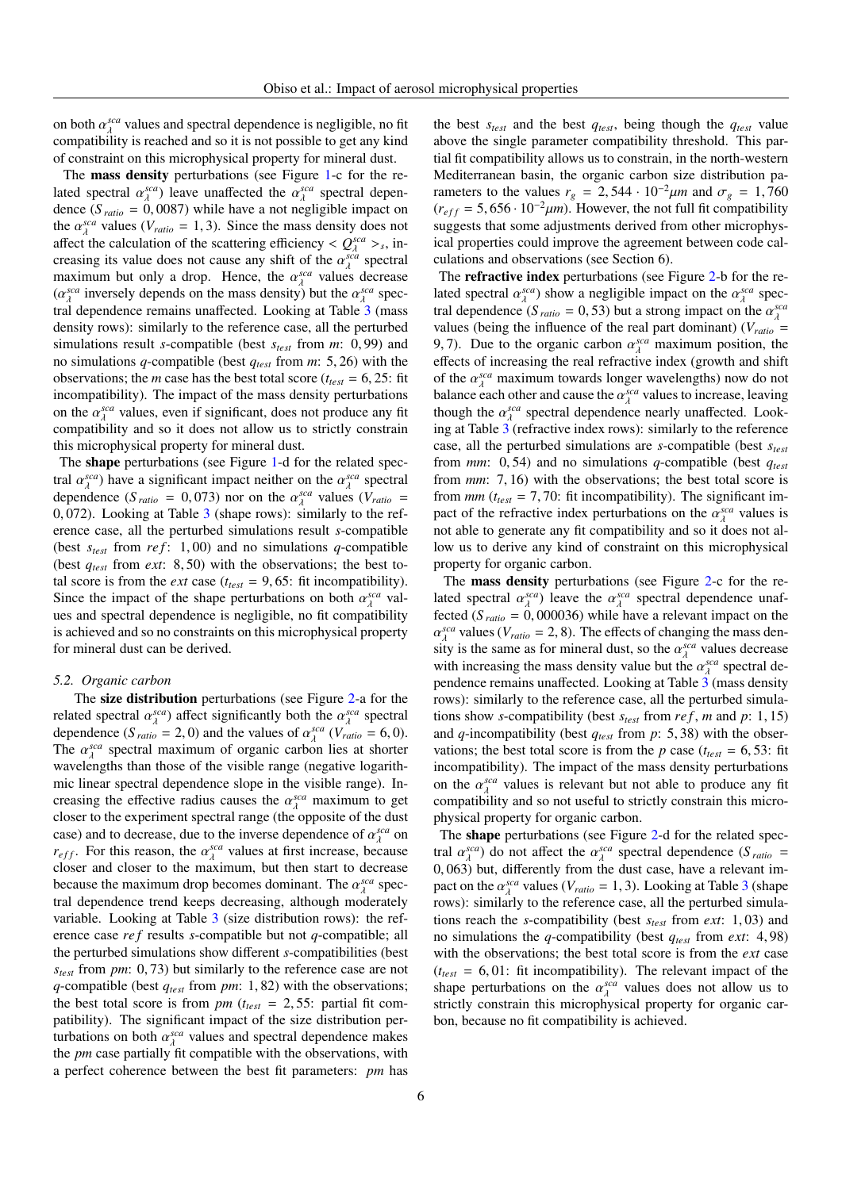on both $\alpha_\lambda^{sca}$ values and spectral dependence is negligible, no fit compatibility is reached and so it is not possible to get any kind of constraint on this microphysical property for mineral dust.

The **mass density** perturbations (see Figure 1-c for the related spectral $\alpha_\lambda^{sca}$) leave unaffected the $\alpha_\lambda^{sca}$ spectral dependence ($S_{ratio} = 0,0087$) while have a not negligible impact on the $\alpha_\lambda^{sca}$ values ($V_{ratio} = 1,3$). Since the mass density does not affect the calculation of the scattering efficiency $< Q_\lambda^{sca} >_s$, increasing its value does not cause any shift of the $\alpha_\lambda^{sca}$ spectral maximum but only a drop. Hence, the $\alpha_\lambda^{sca}$ values decrease ($\alpha_\lambda^{sca}$ inversely depends on the mass density) but the $\alpha_\lambda^{sca}$ spectral dependence remains unaffected. Looking at Table 3 (mass density rows): similarly to the reference case, all the perturbed simulations result *s*-compatible (best $s_{test}$ from *m*: 0,99) and no simulations *q*-compatible (best $q_{test}$ from *m*: 5,26) with the observations; the *m* case has the best total score ($t_{test} = 6,25$: fit incompatibility). The impact of the mass density perturbations on the $\alpha_\lambda^{sca}$ values, even if significant, does not produce any fit compatibility and so it does not allow us to strictly constrain this microphysical property for mineral dust.

The **shape** perturbations (see Figure 1-d for the related spectral $\alpha_\lambda^{sca}$) have a significant impact neither on the $\alpha_\lambda^{sca}$ spectral dependence ($S_{ratio} = 0,073$) nor on the $\alpha_\lambda^{sca}$ values ($V_{ratio} = 0,072$). Looking at Table 3 (shape rows): similarly to the reference case, all the perturbed simulations result *s*-compatible (best $s_{test}$ from *ref*: 1,00) and no simulations *q*-compatible (best $q_{test}$ from *ext*: 8,50) with the observations; the best total score is from the *ext* case ($t_{test} = 9,65$: fit incompatibility). Since the impact of the shape perturbations on both $\alpha_\lambda^{sca}$ values and spectral dependence is negligible, no fit compatibility is achieved and so no constraints on this microphysical property for mineral dust can be derived.

### 5.2. Organic carbon

The **size distribution** perturbations (see Figure 2-a for the related spectral $\alpha_\lambda^{sca}$) affect significantly both the $\alpha_\lambda^{sca}$ spectral dependence ($S_{ratio} = 2,0$) and the values of $\alpha_\lambda^{sca}$ ($V_{ratio} = 6,0$). The $\alpha_\lambda^{sca}$ spectral maximum of organic carbon lies at shorter wavelengths than those of the visible range (negative logarithmic linear spectral dependence slope in the visible range). Increasing the effective radius causes the $\alpha_\lambda^{sca}$ maximum to get closer to the experiment spectral range (the opposite of the dust case) and to decrease, due to the inverse dependence of $\alpha_\lambda^{sca}$ on $r_{eff}$. For this reason, the $\alpha_\lambda^{sca}$ values at first increase, because closer and closer to the maximum, but then start to decrease because the maximum drop becomes dominant. The $\alpha_\lambda^{sca}$ spectral dependence trend keeps decreasing, although moderately variable. Looking at Table 3 (size distribution rows): the reference case *ref* results *s*-compatible but not *q*-compatible; all the perturbed simulations show different *s*-compatibilities (best $s_{test}$ from *pm*: 0,73) but similarly to the reference case are not *q*-compatible (best $q_{test}$ from *pm*: 1,82) with the observations; the best total score is from *pm* ($t_{test} = 2,55$: partial fit compatibility). The significant impact of the size distribution perturbations on both $\alpha_\lambda^{sca}$ values and spectral dependence makes the *pm* case partially fit compatible with the observations, with a perfect coherence between the best fit parameters: *pm* has the best $s_{test}$ and the best $q_{test}$, being though the $q_{test}$ value above the single parameter compatibility threshold. This partial fit compatibility allows us to constrain, in the north-western Mediterranean basin, the organic carbon size distribution parameters to the values $r_g = 2,544 \cdot 10^{-2} \mu m$ and $\sigma_g = 1,760$ ($r_{eff} = 5,656 \cdot 10^{-2} \mu m$). However, the not full fit compatibility suggests that some adjustments derived from other microphysical properties could improve the agreement between code calculations and observations (see Section 6).

The **refractive index** perturbations (see Figure 2-b for the related spectral $\alpha_\lambda^{sca}$) show a negligible impact on the $\alpha_\lambda^{sca}$ spectral dependence ($S_{ratio} = 0,53$) but a strong impact on the $\alpha_\lambda^{sca}$ values (being the influence of the real part dominant) ($V_{ratio} = 9,7$). Due to the organic carbon $\alpha_\lambda^{sca}$ maximum position, the effects of increasing the real refractive index (growth and shift of the $\alpha_\lambda^{sca}$ maximum towards longer wavelengths) now do not balance each other and cause the $\alpha_\lambda^{sca}$ values to increase, leaving though the $\alpha_\lambda^{sca}$ spectral dependence nearly unaffected. Looking at Table 3 (refractive index rows): similarly to the reference case, all the perturbed simulations are *s*-compatible (best $s_{test}$ from *mm*: 0,54) and no simulations *q*-compatible (best $q_{test}$ from *mm*: 7,16) with the observations; the best total score is from *mm* ($t_{test} = 7,70$: fit incompatibility). The significant impact of the refractive index perturbations on the $\alpha_\lambda^{sca}$ values is not able to generate any fit compatibility and so it does not allow us to derive any kind of constraint on this microphysical property for organic carbon.

The **mass density** perturbations (see Figure 2-c for the related spectral $\alpha_\lambda^{sca}$) leave the $\alpha_\lambda^{sca}$ spectral dependence unaffected ($S_{ratio} = 0,000036$) while have a relevant impact on the $\alpha_\lambda^{sca}$ values ($V_{ratio} = 2,8$). The effects of changing the mass density is the same as for mineral dust, so the $\alpha_\lambda^{sca}$ values decrease with increasing the mass density value but the $\alpha_\lambda^{sca}$ spectral dependence remains unaffected. Looking at Table 3 (mass density rows): similarly to the reference case, all the perturbed simulations show *s*-compatibility (best $s_{test}$ from *ref*, *m* and *p*: 1,15) and *q*-incompatibility (best $q_{test}$ from *p*: 5,38) with the observations; the best total score is from the *p* case ($t_{test} = 6,53$: fit incompatibility). The impact of the mass density perturbations on the $\alpha_\lambda^{sca}$ values is relevant but not able to produce any fit compatibility and so not useful to strictly constrain this microphysical property for organic carbon.

The **shape** perturbations (see Figure 2-d for the related spectral $\alpha_\lambda^{sca}$) do not affect the $\alpha_\lambda^{sca}$ spectral dependence ($S_{ratio} = 0,063$) but, differently from the dust case, have a relevant impact on the $\alpha_\lambda^{sca}$ values ($V_{ratio} = 1,3$). Looking at Table 3 (shape rows): similarly to the reference case, all the perturbed simulations reach the *s*-compatibility (best $s_{test}$ from *ext*: 1,03) and no simulations the *q*-compatibility (best $q_{test}$ from *ext*: 4,98) with the observations; the best total score is from the *ext* case ($t_{test} = 6,01$: fit incompatibility). The relevant impact of the shape perturbations on the $\alpha_\lambda^{sca}$ values does not allow us to strictly constrain this microphysical property for organic carbon, because no fit compatibility is achieved.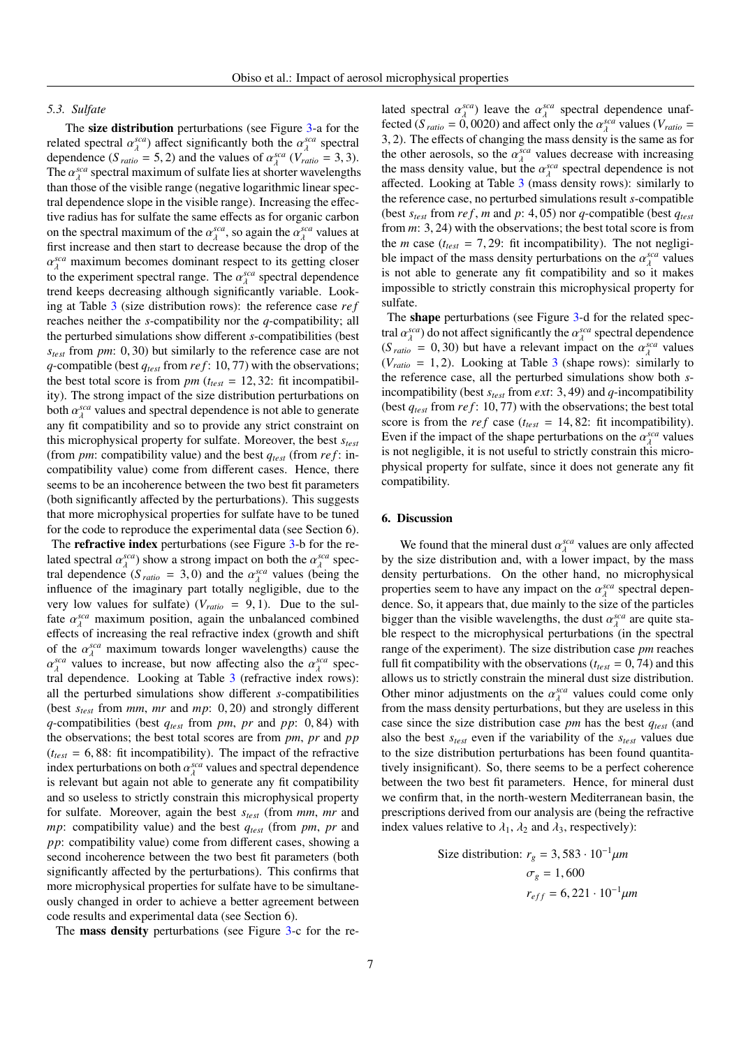### 5.3. Sulfate

The **size distribution** perturbations (see Figure 3-a for the related spectral $\alpha_{\lambda}^{sca}$) affect significantly both the $\alpha_{\lambda}^{sca}$ spectral dependence ($S_{ratio} = 5,2$) and the values of $\alpha_{\lambda}^{sca}$ ($V_{ratio} = 3,3$). The $\alpha_{\lambda}^{sca}$ spectral maximum of sulfate lies at shorter wavelengths than those of the visible range (negative logarithmic linear spectral dependence slope in the visible range). Increasing the effective radius has for sulfate the same effects as for organic carbon on the spectral maximum of the $\alpha_{\lambda}^{sca}$, so again the $\alpha_{\lambda}^{sca}$ values at first increase and then start to decrease because the drop of the $\alpha_{\lambda}^{sca}$ maximum becomes dominant respect to its getting closer to the experiment spectral range. The $\alpha_{\lambda}^{sca}$ spectral dependence trend keeps decreasing although significantly variable. Looking at Table 3 (size distribution rows): the reference case *ref* reaches neither the *s*-compatibility nor the *q*-compatibility; all the perturbed simulations show different *s*-compatibilities (best $s_{test}$ from *pm*: 0,30) but similarly to the reference case are not *q*-compatible (best $q_{test}$ from *ref*: 10,77) with the observations; the best total score is from *pm* ($t_{test} = 12,32$: fit incompatibility). The strong impact of the size distribution perturbations on both $\alpha_{\lambda}^{sca}$ values and spectral dependence is not able to generate any fit compatibility and so to provide any strict constraint on this microphysical property for sulfate. Moreover, the best $s_{test}$ (from *pm*: compatibility value) and the best $q_{test}$ (from *ref*: incompatibility value) come from different cases. Hence, there seems to be an incoherence between the two best fit parameters (both significantly affected by the perturbations). This suggests that more microphysical properties for sulfate have to be tuned for the code to reproduce the experimental data (see Section 6).

The **refractive index** perturbations (see Figure 3-b for the related spectral $\alpha_{\lambda}^{sca}$) show a strong impact on both the $\alpha_{\lambda}^{sca}$ spectral dependence ($S_{ratio} = 3,0$) and the $\alpha_{\lambda}^{sca}$ values (being the influence of the imaginary part totally negligible, due to the very low values for sulfate) ($V_{ratio} = 9,1$). Due to the sulfate $\alpha_{\lambda}^{sca}$ maximum position, again the unbalanced combined effects of increasing the real refractive index (growth and shift of the $\alpha_{\lambda}^{sca}$ maximum towards longer wavelengths) cause the $\alpha_{\lambda}^{sca}$ values to increase, but now affecting also the $\alpha_{\lambda}^{sca}$ spectral dependence. Looking at Table 3 (refractive index rows): all the perturbed simulations show different *s*-compatibilities (best $s_{test}$ from *mm*, *mr* and *mp*: 0,20) and strongly different *q*-compatibilities (best $q_{test}$ from *pm*, *pr* and *pp*: 0,84) with the observations; the best total scores are from *pm*, *pr* and *pp* ($t_{test} = 6,88$: fit incompatibility). The impact of the refractive index perturbations on both $\alpha_{\lambda}^{sca}$ values and spectral dependence is relevant but again not able to generate any fit compatibility and so useless to strictly constrain this microphysical property for sulfate. Moreover, again the best $s_{test}$ (from *mm*, *mr* and *mp*: compatibility value) and the best $q_{test}$ (from *pm*, *pr* and *pp*: compatibility value) come from different cases, showing a second incoherence between the two best fit parameters (both significantly affected by the perturbations). This confirms that more microphysical properties for sulfate have to be simultaneously changed in order to achieve a better agreement between code results and experimental data (see Section 6).

The **mass density** perturbations (see Figure 3-c for the related spectral $\alpha_{\lambda}^{sca}$) leave the $\alpha_{\lambda}^{sca}$ spectral dependence unaffected ($S_{ratio} = 0,0020$) and affect only the $\alpha_{\lambda}^{sca}$ values ($V_{ratio} = 3,2$). The effects of changing the mass density is the same as for the other aerosols, so the $\alpha_{\lambda}^{sca}$ values decrease with increasing the mass density value, but the $\alpha_{\lambda}^{sca}$ spectral dependence is not affected. Looking at Table 3 (mass density rows): similarly to the reference case, no perturbed simulations result *s*-compatible (best $s_{test}$ from *ref*, *m* and *p*: 4,05) nor *q*-compatible (best $q_{test}$ from *m*: 3,24) with the observations; the best total score is from the *m* case ($t_{test} = 7,29$: fit incompatibility). The not negligible impact of the mass density perturbations on the $\alpha_{\lambda}^{sca}$ values is not able to generate any fit compatibility and so it makes impossible to strictly constrain this microphysical property for sulfate.

The **shape** perturbations (see Figure 3-d for the related spectral $\alpha_{\lambda}^{sca}$) do not affect significantly the $\alpha_{\lambda}^{sca}$ spectral dependence ($S_{ratio} = 0,30$) but have a relevant impact on the $\alpha_{\lambda}^{sca}$ values ($V_{ratio} = 1,2$). Looking at Table 3 (shape rows): similarly to the reference case, all the perturbed simulations show both *s*-incompatibility (best $s_{test}$ from *ext*: 3,49) and *q*-incompatibility (best $q_{test}$ from *ref*: 10,77) with the observations; the best total score is from the *ref* case ($t_{test} = 14,82$: fit incompatibility). Even if the impact of the shape perturbations on the $\alpha_{\lambda}^{sca}$ values is not negligible, it is not useful to strictly constrain this microphysical property for sulfate, since it does not generate any fit compatibility.

## 6. Discussion

We found that the mineral dust $\alpha_{\lambda}^{sca}$ values are only affected by the size distribution and, with a lower impact, by the mass density perturbations. On the other hand, no microphysical properties seem to have any impact on the $\alpha_{\lambda}^{sca}$ spectral dependence. So, it appears that, due mainly to the size of the particles bigger than the visible wavelengths, the dust $\alpha_{\lambda}^{sca}$ are quite stable respect to the microphysical perturbations (in the spectral range of the experiment). The size distribution case *pm* reaches full fit compatibility with the observations ($t_{test} = 0,74$) and this allows us to strictly constrain the mineral dust size distribution. Other minor adjustments on the $\alpha_{\lambda}^{sca}$ values could come only from the mass density perturbations, but they are useless in this case since the size distribution case *pm* has the best $q_{test}$ (and also the best $s_{test}$ even if the variability of the $s_{test}$ values due to the size distribution perturbations has been found quantitatively insignificant). So, there seems to be a perfect coherence between the two best fit parameters. Hence, for mineral dust we confirm that, in the north-western Mediterranean basin, the prescriptions derived from our analysis are (being the refractive index values relative to $\lambda_1$, $\lambda_2$ and $\lambda_3$, respectively):

$$
\begin{aligned}
\text{Size distribution: } r_g &= 3,583 \cdot 10^{-1} \mu m \\
\sigma_g &= 1,600 \\
r_{eff} &= 6,221 \cdot 10^{-1} \mu m
\end{aligned}
$$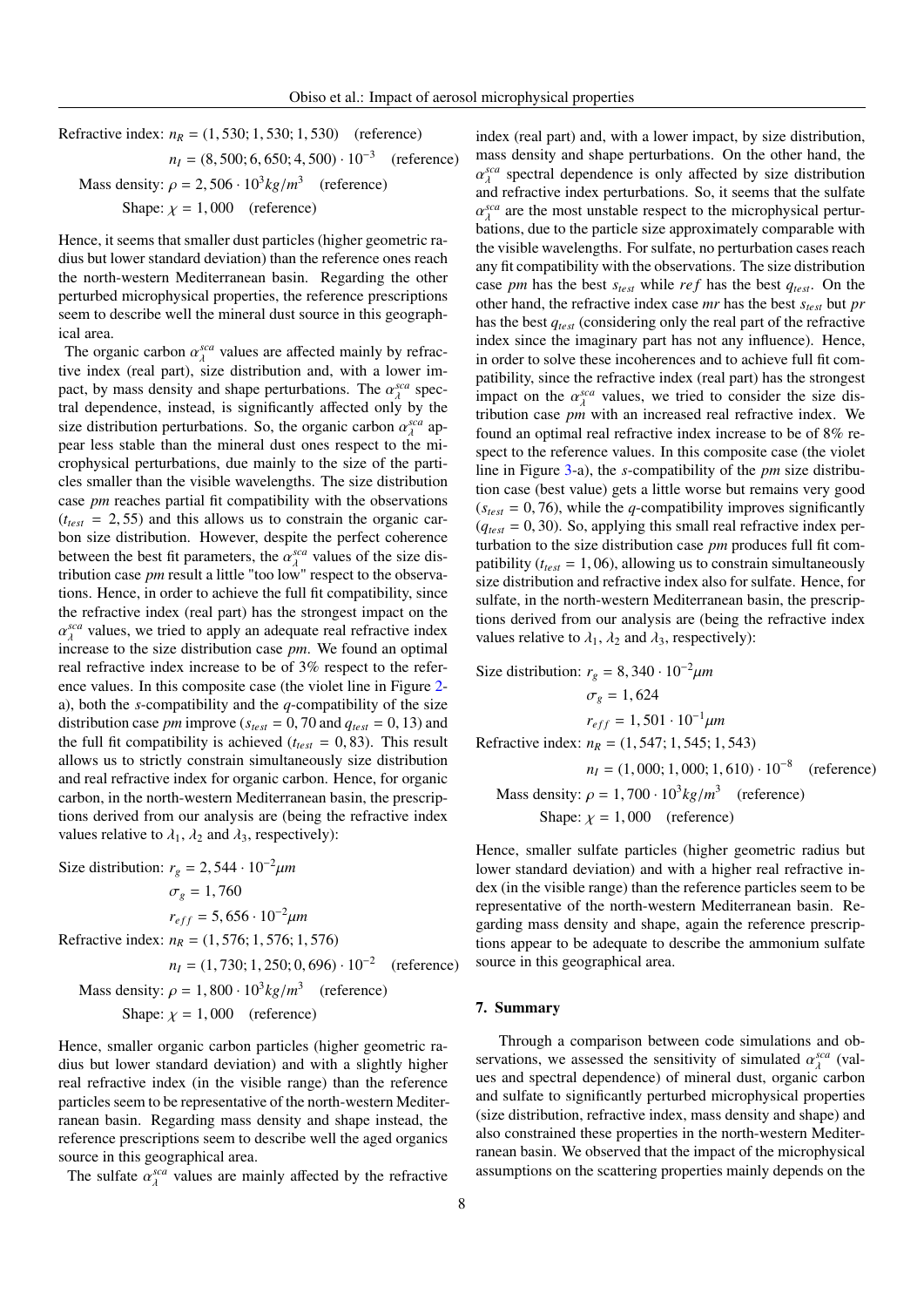Refractive index: $n_R = (1,530; 1,530; 1,530)$ (reference)

$n_I = (8,500; 6,650; 4,500) \cdot 10^{-3}$ (reference)

Mass density: $\rho = 2,506 \cdot 10^3 kg/m^3$ (reference)

Shape: $\chi = 1,000$ (reference)

Hence, it seems that smaller dust particles (higher geometric radius but lower standard deviation) than the reference ones reach the north-western Mediterranean basin. Regarding the other perturbed microphysical properties, the reference prescriptions seem to describe well the mineral dust source in this geographical area.

The organic carbon $\alpha_\lambda^{sca}$ values are affected mainly by refractive index (real part), size distribution and, with a lower impact, by mass density and shape perturbations. The $\alpha_\lambda^{sca}$ spectral dependence, instead, is significantly affected only by the size distribution perturbations. So, the organic carbon $\alpha_\lambda^{sca}$ appear less stable than the mineral dust ones respect to the microphysical perturbations, due mainly to the size of the particles smaller than the visible wavelengths. The size distribution case *pm* reaches partial fit compatibility with the observations ($t_{test} = 2,55$) and this allows us to constrain the organic carbon size distribution. However, despite the perfect coherence between the best fit parameters, the $\alpha_\lambda^{sca}$ values of the size distribution case *pm* result a little "too low" respect to the observations. Hence, in order to achieve the full fit compatibility, since the refractive index (real part) has the strongest impact on the $\alpha_\lambda^{sca}$ values, we tried to apply an adequate real refractive index increase to the size distribution case *pm*. We found an optimal real refractive index increase to be of 3% respect to the reference values. In this composite case (the violet line in Figure 2-a), both the *s*-compatibility and the *q*-compatibility of the size distribution case *pm* improve ($s_{test} = 0,70$ and $q_{test} = 0,13$) and the full fit compatibility is achieved ($t_{test} = 0,83$). This result allows us to strictly constrain simultaneously size distribution and real refractive index for organic carbon. Hence, for organic carbon, in the north-western Mediterranean basin, the prescriptions derived from our analysis are (being the refractive index values relative to $\lambda_1$, $\lambda_2$ and $\lambda_3$, respectively):

Size distribution: $r_g = 2,544 \cdot 10^{-2} \mu m$

$\sigma_g = 1,760$

$r_{eff} = 5,656 \cdot 10^{-2} \mu m$

Refractive index: $n_R = (1,576; 1,576; 1,576)$

$n_I = (1,730; 1,250; 0,696) \cdot 10^{-2}$ (reference)

Mass density: $\rho = 1,800 \cdot 10^3 kg/m^3$ (reference)

Shape: $\chi = 1,000$ (reference)

Hence, smaller organic carbon particles (higher geometric radius but lower standard deviation) and with a slightly higher real refractive index (in the visible range) than the reference particles seem to be representative of the north-western Mediterranean basin. Regarding mass density and shape instead, the reference prescriptions seem to describe well the aged organics source in this geographical area.

The sulfate $\alpha_\lambda^{sca}$ values are mainly affected by the refractive index (real part) and, with a lower impact, by size distribution, mass density and shape perturbations. On the other hand, the $\alpha_\lambda^{sca}$ spectral dependence is only affected by size distribution and refractive index perturbations. So, it seems that the sulfate $\alpha_\lambda^{sca}$ are the most unstable respect to the microphysical perturbations, due to the particle size approximately comparable with the visible wavelengths. For sulfate, no perturbation cases reach any fit compatibility with the observations. The size distribution case *pm* has the best $s_{test}$ while *ref* has the best $q_{test}$. On the other hand, the refractive index case *mr* has the best $s_{test}$ but *pr* has the best $q_{test}$ (considering only the real part of the refractive index since the imaginary part has not any influence). Hence, in order to solve these incoherences and to achieve full fit compatibility, since the refractive index (real part) has the strongest impact on the $\alpha_\lambda^{sca}$ values, we tried to consider the size distribution case *pm* with an increased real refractive index. We found an optimal real refractive index increase to be of 8% respect to the reference values. In this composite case (the violet line in Figure 3-a), the *s*-compatibility of the *pm* size distribution case (best value) gets a little worse but remains very good ($s_{test} = 0,76$), while the *q*-compatibility improves significantly ($q_{test} = 0,30$). So, applying this small real refractive index perturbation to the size distribution case *pm* produces full fit compatibility ($t_{test} = 1,06$), allowing us to constrain simultaneously size distribution and refractive index also for sulfate. Hence, for sulfate, in the north-western Mediterranean basin, the prescriptions derived from our analysis are (being the refractive index values relative to $\lambda_1$, $\lambda_2$ and $\lambda_3$, respectively):

Size distribution: $r_g = 8,340 \cdot 10^{-2} \mu m$

$\sigma_g = 1,624$

$r_{eff} = 1,501 \cdot 10^{-1} \mu m$

Refractive index: $n_R = (1,547; 1,545; 1,543)$

$n_I = (1,000; 1,000; 1,610) \cdot 10^{-8}$ (reference)

Mass density: $\rho = 1,700 \cdot 10^3 kg/m^3$ (reference)

Shape: $\chi = 1,000$ (reference)

Hence, smaller sulfate particles (higher geometric radius but lower standard deviation) and with a higher real refractive index (in the visible range) than the reference particles seem to be representative of the north-western Mediterranean basin. Regarding mass density and shape, again the reference prescriptions appear to be adequate to describe the ammonium sulfate source in this geographical area.

## 7. Summary

Through a comparison between code simulations and observations, we assessed the sensitivity of simulated $\alpha_\lambda^{sca}$ (values and spectral dependence) of mineral dust, organic carbon and sulfate to significantly perturbed microphysical properties (size distribution, refractive index, mass density and shape) and also constrained these properties in the north-western Mediterranean basin. We observed that the impact of the microphysical assumptions on the scattering properties mainly depends on the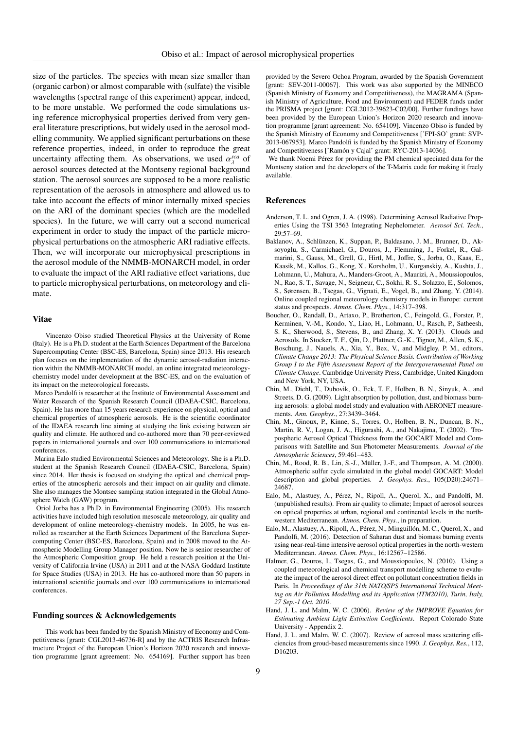size of the particles. The species with mean size smaller than (organic carbon) or almost comparable with (sulfate) the visible wavelengths (spectral range of this experiment) appear, indeed, to be more unstable. We performed the code simulations using reference microphysical properties derived from very general literature prescriptions, but widely used in the aerosol modelling community. We applied significant perturbations on these reference properties, indeed, in order to reproduce the great uncertainty affecting them. As observations, we used $\alpha_{\lambda}^{sca}$ of aerosol sources detected at the Montseny regional background station. The aerosol sources are supposed to be a more realistic representation of the aerosols in atmosphere and allowed us to take into account the effects of minor internally mixed species on the ARI of the dominant species (which are the modelled species). In the future, we will carry out a second numerical experiment in order to study the impact of the particle microphysical perturbations on the atmospheric ARI radiative effects. Then, we will incorporate our microphysical prescriptions in the aerosol module of the NMMB-MONARCH model, in order to evaluate the impact of the ARI radiative effect variations, due to particle microphysical perturbations, on meteorology and climate.

## Vitae

Vincenzo Obiso studied Theoretical Physics at the University of Rome (Italy). He is a Ph.D. student at the Earth Sciences Department of the Barcelona Supercomputing Center (BSC-ES, Barcelona, Spain) since 2013. His research plan focuses on the implementation of the dynamic aerosol-radiation interaction within the NMMB-MONARCH model, an online integrated meteorology-chemistry model under development at the BSC-ES, and on the evaluation of its impact on the meteorological forecasts.

Marco Pandolfi is researcher at the Institute of Environmental Assessment and Water Research of the Spanish Research Council (IDAEA-CSIC, Barcelona, Spain). He has more than 15 years research experience on physical, optical and chemical properties of atmospheric aerosols. He is the scientific coordinator of the IDAEA research line aiming at studying the link existing between air quality and climate. He authored and co-authored more than 70 peer-reviewed papers in international journals and over 100 communications to international conferences.

Marina Ealo studied Environmental Sciences and Meteorology. She is a Ph.D. student at the Spanish Research Council (IDAEA-CSIC, Barcelona, Spain) since 2014. Her thesis is focused on studying the optical and chemical properties of the atmospheric aerosols and their impact on air quality and climate. She also manages the Montsec sampling station integrated in the Global Atmosphere Watch (GAW) program.

Oriol Jorba has a Ph.D. in Environmental Engineering (2005). His research activities have included high resolution mesoscale meteorology, air quality and development of online meteorology-chemistry models. In 2005, he was enrolled as researcher at the Earth Sciences Department of the Barcelona Supercomputing Center (BSC-ES, Barcelona, Spain) and in 2008 moved to the Atmospheric Modelling Group Manager position. Now he is senior researcher of the Atmospheric Composition group. He held a research position at the University of California Irvine (USA) in 2011 and at the NASA Goddard Institute for Space Studies (USA) in 2013. He has co-authored more than 50 papers in international scientific journals and over 100 communications to international conferences.

## Funding sources & Acknowledgements

This work has been funded by the Spanish Ministry of Economy and Competitiveness [grant: CGL2013-46736-R] and by the ACTRIS Research Infrastructure Project of the European Union's Horizon 2020 research and innovation programme [grant agreement: No. 654169]. Further support has been provided by the Severo Ochoa Program, awarded by the Spanish Government [grant: SEV-2011-00067]. This work was also supported by the MINECO (Spanish Ministry of Economy and Competitiveness), the MAGRAMA (Spanish Ministry of Agriculture, Food and Environment) and FEDER funds under the PRISMA project [grant: CGL2012-39623-C02/00]. Further fundings have been provided by the European Union's Horizon 2020 research and innovation programme [grant agreement: No. 654109]. Vincenzo Obiso is funded by the Spanish Ministry of Economy and Competitiveness ['FPI-SO' grant: SVP-2013-067953]. Marco Pandolfi is funded by the Spanish Ministry of Economy and Competitiveness ['Ramón y Cajal' grant: RYC-2013-14036].

We thank Noemi Pérez for providing the PM chemical speciated data for the Montseny station and the developers of the T-Matrix code for making it freely available.

## References

Anderson, T. L. and Ogren, J. A. (1998). Determining Aerosol Radiative Properties Using the TSI 3563 Integrating Nephelometer. *Aerosol Sci. Tech.*, 29:57–69.

Baklanov, A., Schlünzen, K., Suppan, P., Baldasano, J. M., Brunner, D., Aksoyoglu, S., Carmichael, G., Douros, J., Flemming, J., Forkel, R., Galmarini, S., Gauss, M., Grell, G., Hirtl, M., Joffre, S., Jorba, O., Kaas, E., Kaasik, M., Kallos, G., Kong, X., Korsholm, U., Kurganskiy, A., Kushta, J., Lohmann, U., Mahura, A., Manders-Groot, A., Maurizi, A., Moussiopoulos, N., Rao, S. T., Savage, N., Seigneur, C., Sokhi, R. S., Solazzo, E., Solomos, S., Sørensen, B., Tsegas, G., Vignati, E., Vogel, B., and Zhang, Y. (2014). Online coupled regional meteorology chemistry models in Europe: current status and prospects. *Atmos. Chem. Phys.*, 14:317–398.

Boucher, O., Randall, D., Artaxo, P., Bretherton, C., Feingold, G., Forster, P., Kerminen, V.-M., Kondo, Y., Liao, H., Lohmann, U., Rasch, P., Satheesh, S. K., Sherwood, S., Stevens, B., and Zhang, X. Y. (2013). Clouds and Aerosols. In Stocker, T. F., Qin, D., Plattner, G.-K., Tignor, M., Allen, S. K., Boschung, J., Nauels, A., Xia, Y., Bex, V., and Midgley, P. M., editors, *Climate Change 2013: The Physical Science Basis. Contribution of Working Group I to the Fifth Assessment Report of the Intergovernmental Panel on Climate Change*. Cambridge University Press, Cambridge, United Kingdom and New York, NY, USA.

Chin, M., Diehl, T., Dubovik, O., Eck, T. F., Holben, B. N., Sinyuk, A., and Streets, D. G. (2009). Light absorption by pollution, dust, and biomass burning aerosols: a global model study and evaluation with AERONET measurements. *Ann. Geophys.*, 27:3439–3464.

Chin, M., Ginoux, P., Kinne, S., Torres, O., Holben, B. N., Duncan, B. N., Martin, R. V., Logan, J. A., Higurashi, A., and Nakajima, T. (2002). Tropospheric Aerosol Optical Thickness from the GOCART Model and Comparisons with Satellite and Sun Photometer Measurements. *Journal of the Atmospheric Sciences*, 59:461–483.

Chin, M., Rood, R. B., Lin, S.-J., Müller, J.-F., and Thompson, A. M. (2000). Atmospheric sulfur cycle simulated in the global model GOCART: Model description and global properties. *J. Geophys. Res.*, 105(D20):24671–24687.

Ealo, M., Alastuey, A., Pérez, N., Ripoll, A., Querol, X., and Pandolfi, M. (unpublished results). From air quality to climate; Impact of aerosol sources on optical properties at urban, regional and continental levels in the northwestern Mediterranean. *Atmos. Chem. Phys.*, in preparation.

Ealo, M., Alastuey, A., Ripoll, A., Pérez, N., Minguillón, M. C., Querol, X., and Pandolfi, M. (2016). Detection of Saharan dust and biomass burning events using near-real-time intensive aerosol optical properties in the north-western Mediterranean. *Atmos. Chem. Phys.*, 16:12567–12586.

Halmer, G., Douros, I., Tsegas, G., and Moussiopoulos, N. (2010). Using a coupled meteorological and chemical transport modelling scheme to evaluate the impact of the aerosol direct effect on pollutant concentration fields in Paris. In *Proceedings of the 31th NATO/SPS International Technical Meeting on Air Pollution Modelling and its Application (ITM2010), Turin, Italy, 27 Sep.-1 Oct. 2010*.

Hand, J. L. and Malm, W. C. (2006). *Review of the IMPROVE Equation for Estimating Ambient Light Extinction Coefficients*. Report Colorado State University - Appendix 2.

Hand, J. L. and Malm, W. C. (2007). Review of aerosol mass scattering efficiencies from groud-based measurements since 1990. *J. Geophys. Res.*, 112, D16203.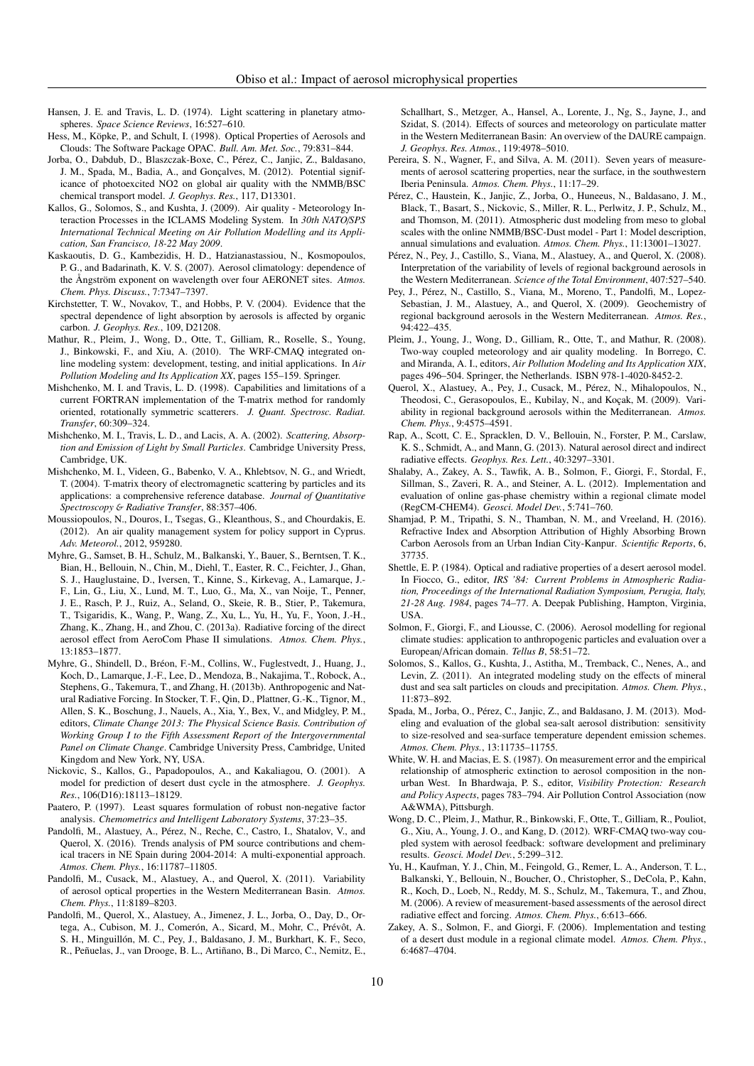Hansen, J. E. and Travis, L. D. (1974). Light scattering in planetary atmospheres. *Space Science Reviews*, 16:527–610.

Hess, M., Köpke, P., and Schult, I. (1998). Optical Properties of Aerosols and Clouds: The Software Package OPAC. *Bull. Am. Met. Soc.*, 79:831–844.

Jorba, O., Dabdub, D., Blaszczak-Boxe, C., Pérez, C., Janjic, Z., Baldasano, J. M., Spada, M., Badia, A., and Gonçalves, M. (2012). Potential significance of photoexcited NO2 on global air quality with the NMMB/BSC chemical transport model. *J. Geophys. Res.*, 117, D13301.

Kallos, G., Solomos, S., and Kushta, J. (2009). Air quality - Meteorology Interaction Processes in the ICLAMS Modeling System. In *30th NATO/SPS International Technical Meeting on Air Pollution Modelling and its Application, San Francisco, 18-22 May 2009*.

Kaskaoutis, D. G., Kambezidis, H. D., Hatzianastassiou, N., Kosmopoulos, P. G., and Badarinath, K. V. S. (2007). Aerosol climatology: dependence of the Ångström exponent on wavelength over four AERONET sites. *Atmos. Chem. Phys. Discuss.*, 7:7347–7397.

Kirchstetter, T. W., Novakov, T., and Hobbs, P. V. (2004). Evidence that the spectral dependence of light absorption by aerosols is affected by organic carbon. *J. Geophys. Res.*, 109, D21208.

Mathur, R., Pleim, J., Wong, D., Otte, T., Gilliam, R., Roselle, S., Young, J., Binkowski, F., and Xiu, A. (2010). The WRF-CMAQ integrated online modeling system: development, testing, and initial applications. In *Air Pollution Modeling and Its Application XX*, pages 155–159. Springer.

Mishchenko, M. I. and Travis, L. D. (1998). Capabilities and limitations of a current FORTRAN implementation of the T-matrix method for randomly oriented, rotationally symmetric scatterers. *J. Quant. Spectrosc. Radiat. Transfer*, 60:309–324.

Mishchenko, M. I., Travis, L. D., and Lacis, A. A. (2002). *Scattering, Absorption and Emission of Light by Small Particles*. Cambridge University Press, Cambridge, UK.

Mishchenko, M. I., Videen, G., Babenko, V. A., Khlebtsov, N. G., and Wriedt, T. (2004). T-matrix theory of electromagnetic scattering by particles and its applications: a comprehensive reference database. *Journal of Quantitative Spectroscopy & Radiative Transfer*, 88:357–406.

Moussiopoulos, N., Douros, I., Tsegas, G., Kleanthous, S., and Chourdakis, E. (2012). An air quality management system for policy support in Cyprus. *Adv. Meteorol.*, 2012, 959280.

Myhre, G., Samset, B. H., Schulz, M., Balkanski, Y., Bauer, S., Berntsen, T. K., Bian, H., Bellouin, N., Chin, M., Diehl, T., Easter, R. C., Feichter, J., Ghan, S. J., Hauglustaine, D., Iversen, T., Kinne, S., Kirkevag, A., Lamarque, J.-F., Lin, G., Liu, X., Lund, M. T., Luo, G., Ma, X., van Noije, T., Penner, J. E., Rasch, P. J., Ruiz, A., Seland, O., Skeie, R. B., Stier, P., Takemura, T., Tsigaridis, K., Wang, P., Wang, Z., Xu, L., Yu, H., Yu, F., Yoon, J.-H., Zhang, K., Zhang, H., and Zhou, C. (2013a). Radiative forcing of the direct aerosol effect from AeroCom Phase II simulations. *Atmos. Chem. Phys.*, 13:1853–1877.

Myhre, G., Shindell, D., Bréon, F.-M., Collins, W., Fuglestvedt, J., Huang, J., Koch, D., Lamarque, J.-F., Lee, D., Mendoza, B., Nakajima, T., Robock, A., Stephens, G., Takemura, T., and Zhang, H. (2013b). Anthropogenic and Natural Radiative Forcing. In Stocker, T. F., Qin, D., Plattner, G.-K., Tignor, M., Allen, S. K., Boschung, J., Nauels, A., Xia, Y., Bex, V., and Midgley, P. M., editors, *Climate Change 2013: The Physical Science Basis. Contribution of Working Group I to the Fifth Assessment Report of the Intergovernmental Panel on Climate Change*. Cambridge University Press, Cambridge, United Kingdom and New York, NY, USA.

Nickovic, S., Kallos, G., Papadopoulos, A., and Kakaliagou, O. (2001). A model for prediction of desert dust cycle in the atmosphere. *J. Geophys. Res.*, 106(D16):18113–18129.

Paatero, P. (1997). Least squares formulation of robust non-negative factor analysis. *Chemometrics and Intelligent Laboratory Systems*, 37:23–35.

Pandolfi, M., Alastuey, A., Pérez, N., Reche, C., Castro, I., Shatalov, V., and Querol, X. (2016). Trends analysis of PM source contributions and chemical tracers in NE Spain during 2004-2014: A multi-exponential approach. *Atmos. Chem. Phys.*, 16:11787–11805.

Pandolfi, M., Cusack, M., Alastuey, A., and Querol, X. (2011). Variability of aerosol optical properties in the Western Mediterranean Basin. *Atmos. Chem. Phys.*, 11:8189–8203.

Pandolfi, M., Querol, X., Alastuey, A., Jimenez, J. L., Jorba, O., Day, D., Ortega, A., Cubison, M. J., Comerón, A., Sicard, M., Mohr, C., Prévôt, A. S. H., Minguillón, M. C., Pey, J., Baldasano, J. M., Burkhart, K. F., Seco, R., Peñuelas, J., van Drooge, B. L., Artiñano, B., Di Marco, C., Nemitz, E., Schallhart, S., Metzger, A., Hansel, A., Lorente, J., Ng, S., Jayne, J., and Szidat, S. (2014). Effects of sources and meteorology on particulate matter in the Western Mediterranean Basin: An overview of the DAURE campaign. *J. Geophys. Res. Atmos.*, 119:4978–5010.

Pereira, S. N., Wagner, F., and Silva, A. M. (2011). Seven years of measurements of aerosol scattering properties, near the surface, in the southwestern Iberia Peninsula. *Atmos. Chem. Phys.*, 11:17–29.

Pérez, C., Haustein, K., Janjic, Z., Jorba, O., Huneeus, N., Baldasano, J. M., Black, T., Basart, S., Nickovic, S., Miller, R. L., Perlwitz, J. P., Schulz, M., and Thomson, M. (2011). Atmospheric dust modeling from meso to global scales with the online NMMB/BSC-Dust model - Part 1: Model description, annual simulations and evaluation. *Atmos. Chem. Phys.*, 11:13001–13027.

Pérez, N., Pey, J., Castillo, S., Viana, M., Alastuey, A., and Querol, X. (2008). Interpretation of the variability of levels of regional background aerosols in the Western Mediterranean. *Science of the Total Environment*, 407:527–540.

Pey, J., Pérez, N., Castillo, S., Viana, M., Moreno, T., Pandolfi, M., Lopez-Sebastian, J. M., Alastuey, A., and Querol, X. (2009). Geochemistry of regional background aerosols in the Western Mediterranean. *Atmos. Res.*, 94:422–435.

Pleim, J., Young, J., Wong, D., Gilliam, R., Otte, T., and Mathur, R. (2008). Two-way coupled meteorology and air quality modeling. In Borrego, C. and Miranda, A. I., editors, *Air Pollution Modeling and Its Application XIX*, pages 496–504. Springer, the Netherlands. ISBN 978-1-4020-8452-2.

Querol, X., Alastuey, A., Pey, J., Cusack, M., Pérez, N., Mihalopoulos, N., Theodosi, C., Gerasopoulos, E., Kubilay, N., and Koçak, M. (2009). Variability in regional background aerosols within the Mediterranean. *Atmos. Chem. Phys.*, 9:4575–4591.

Rap, A., Scott, C. E., Spracklen, D. V., Bellouin, N., Forster, P. M., Carslaw, K. S., Schmidt, A., and Mann, G. (2013). Natural aerosol direct and indirect radiative effects. *Geophys. Res. Lett.*, 40:3297–3301.

Shalaby, A., Zakey, A. S., Tawfik, A. B., Solmon, F., Giorgi, F., Stordal, F., Sillman, S., Zaveri, R. A., and Steiner, A. L. (2012). Implementation and evaluation of online gas-phase chemistry within a regional climate model (RegCM-CHEM4). *Geosci. Model Dev.*, 5:741–760.

Shamjad, P. M., Tripathi, S. N., Thamban, N. M., and Vreeland, H. (2016). Refractive Index and Absorption Attribution of Highly Absorbing Brown Carbon Aerosols from an Urban Indian City-Kanpur. *Scientific Reports*, 6, 37735.

Shettle, E. P. (1984). Optical and radiative properties of a desert aerosol model. In Fiocco, G., editor, *IRS '84: Current Problems in Atmospheric Radiation, Proceedings of the International Radiation Symposium, Perugia, Italy, 21-28 Aug. 1984*, pages 74–77. A. Deepak Publishing, Hampton, Virginia, USA.

Solmon, F., Giorgi, F., and Liousse, C. (2006). Aerosol modelling for regional climate studies: application to anthropogenic particles and evaluation over a European/African domain. *Tellus B*, 58:51–72.

Solomos, S., Kallos, G., Kushta, J., Astitha, M., Tremback, C., Nenes, A., and Levin, Z. (2011). An integrated modeling study on the effects of mineral dust and sea salt particles on clouds and precipitation. *Atmos. Chem. Phys.*, 11:873–892.

Spada, M., Jorba, O., Pérez, C., Janjic, Z., and Baldasano, J. M. (2013). Modeling and evaluation of the global sea-salt aerosol distribution: sensitivity to size-resolved and sea-surface temperature dependent emission schemes. *Atmos. Chem. Phys.*, 13:11735–11755.

White, W. H. and Macias, E. S. (1987). On measurement error and the empirical relationship of atmospheric extinction to aerosol composition in the non-urban West. In Bhardwaja, P. S., editor, *Visibility Protection: Research and Policy Aspects*, pages 783–794. Air Pollution Control Association (now A&WMA), Pittsburgh.

Wong, D. C., Pleim, J., Mathur, R., Binkowski, F., Otte, T., Gilliam, R., Pouliot, G., Xiu, A., Young, J. O., and Kang, D. (2012). WRF-CMAQ two-way coupled system with aerosol feedback: software development and preliminary results. *Geosci. Model Dev.*, 5:299–312.

Yu, H., Kaufman, Y. J., Chin, M., Feingold, G., Remer, L. A., Anderson, T. L., Balkanski, Y., Bellouin, N., Boucher, O., Christopher, S., DeCola, P., Kahn, R., Koch, D., Loeb, N., Reddy, M. S., Schulz, M., Takemura, T., and Zhou, M. (2006). A review of measurement-based assessments of the aerosol direct radiative effect and forcing. *Atmos. Chem. Phys.*, 6:613–666.

Zakey, A. S., Solmon, F., and Giorgi, F. (2006). Implementation and testing of a desert dust module in a regional climate model. *Atmos. Chem. Phys.*, 6:4687–4704.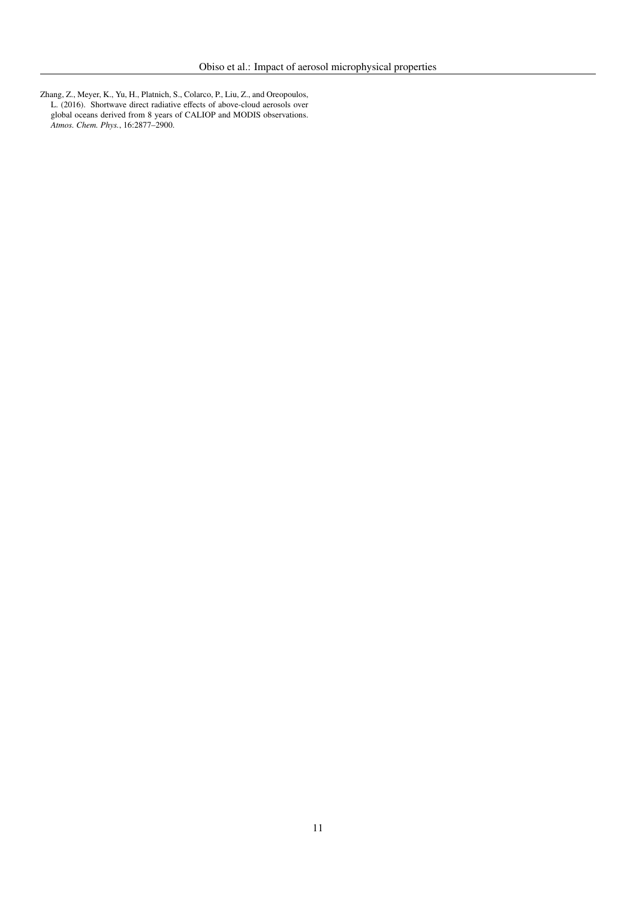Zhang, Z., Meyer, K., Yu, H., Platnich, S., Colarco, P., Liu, Z., and Oreopoulos, L. (2016). Shortwave direct radiative effects of above-cloud aerosols over global oceans derived from 8 years of CALIOP and MODIS observations. *Atmos. Chem. Phys.*, 16:2877–2900.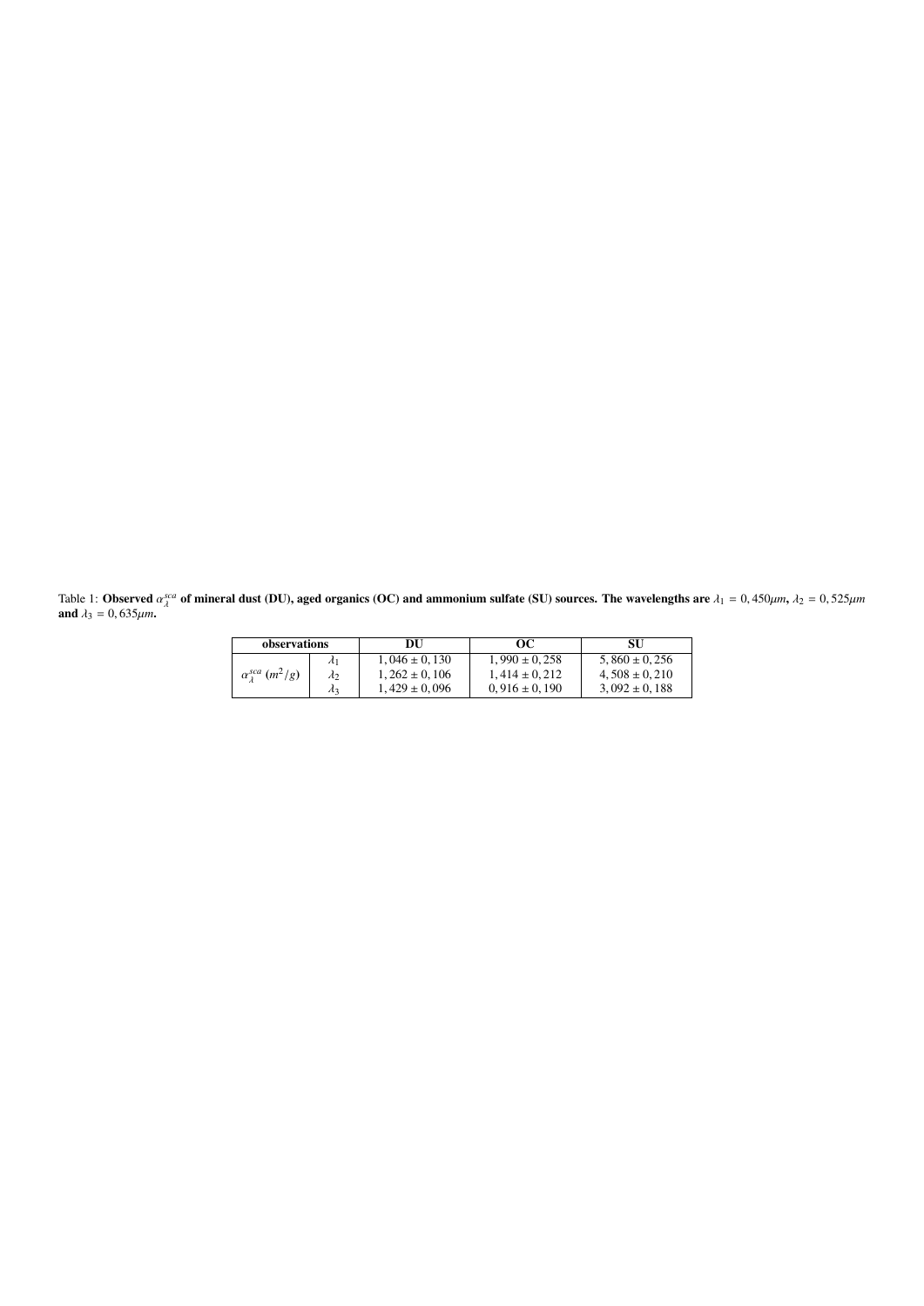Table 1: **Observed $\alpha_{\lambda}^{sca}$ of mineral dust (DU), aged organics (OC) and ammonium sulfate (SU) sources. The wavelengths are $\lambda_1 = 0,450 \mu m$, $\lambda_2 = 0,525 \mu m$ and $\lambda_3 = 0,635 \mu m$.**

| observations | | DU | OC | SU |
|---|---|---|---|---|
| $\alpha_{\lambda}^{sca}$ $(m^2/g)$ | $\lambda_1$ | $1,046 \pm 0,130$ | $1,990 \pm 0,258$ | $5,860 \pm 0,256$ |
| | $\lambda_2$ | $1,262 \pm 0,106$ | $1,414 \pm 0,212$ | $4,508 \pm 0,210$ |
| | $\lambda_3$ | $1,429 \pm 0,096$ | $0,916 \pm 0,190$ | $3,092 \pm 0,188$ |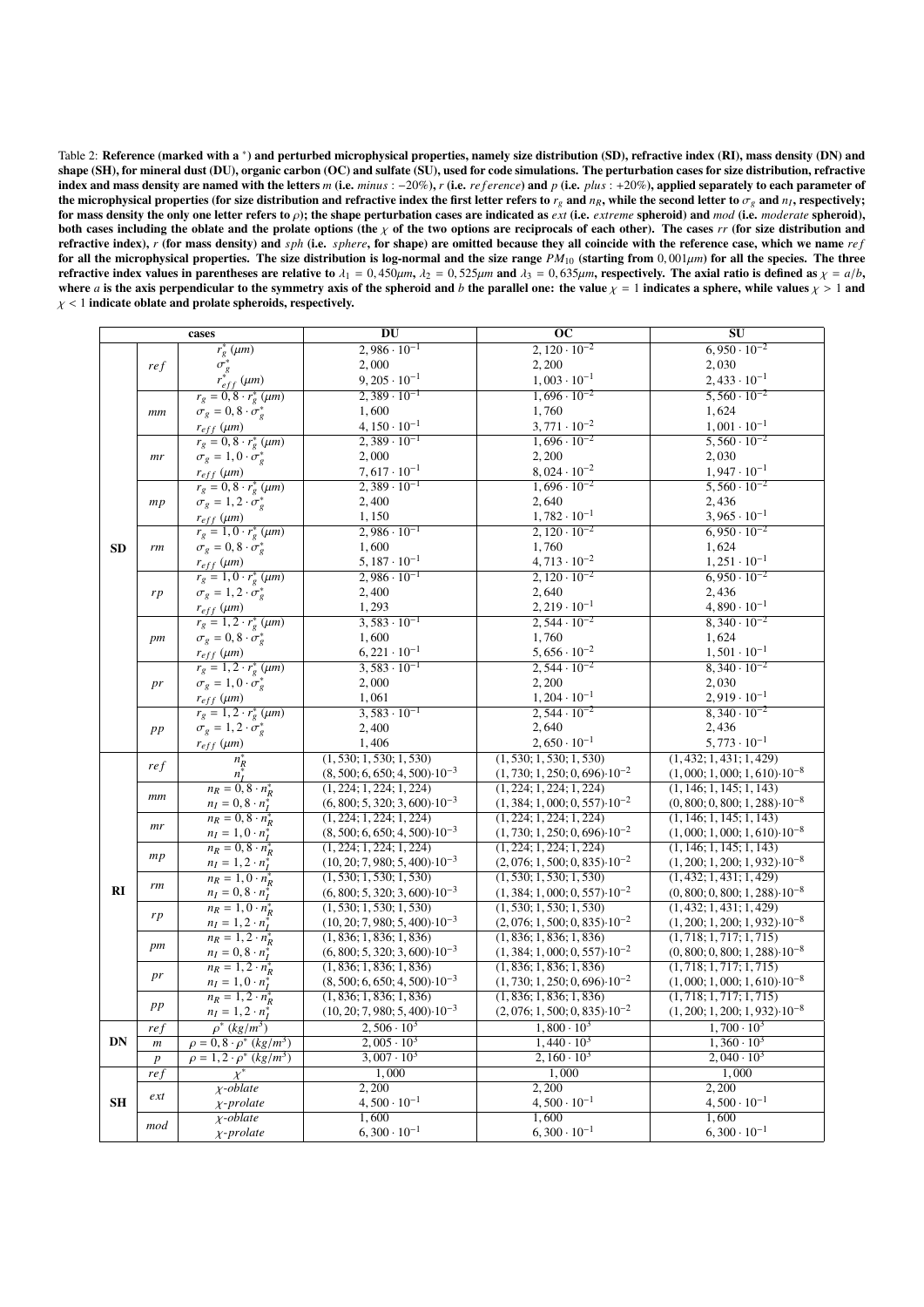Table 2: **Reference (marked with a $^*$) and perturbed microphysical properties, namely size distribution (SD), refractive index (RI), mass density (DN) and shape (SH), for mineral dust (DU), organic carbon (OC) and sulfate (SU), used for code simulations. The perturbation cases for size distribution, refractive index and mass density are named with the letters $m$ (i.e. $minus$ : −20%), $r$ (i.e. $reference$) and $p$ (i.e. $plus$ : +20%), applied separately to each parameter of the microphysical properties (for size distribution and refractive index the first letter refers to $r_g$ and $n_R$, while the second letter to $\sigma_g$ and $n_I$, respectively; for mass density the only one letter refers to $\rho$); the shape perturbation cases are indicated as $ext$ (i.e. $extreme$ spheroid) and $mod$ (i.e. $moderate$ spheroid), both cases including the oblate and the prolate options (the $\chi$ of the two options are reciprocals of each other). The cases $rr$ (for size distribution and refractive index), $r$ (for mass density) and $sph$ (i.e. $sphere$, for shape) are omitted because they all coincide with the reference case, which we name $ref$ for all the microphysical properties. The size distribution is log-normal and the size range $PM_{10}$ (starting from $0,001 \mu m$) for all the species. The three refractive index values in parentheses are relative to $\lambda_1 = 0,450 \mu m$, $\lambda_2 = 0,525 \mu m$ and $\lambda_3 = 0,635 \mu m$, respectively. The axial ratio is defined as $\chi = a/b$, where $a$ is the axis perpendicular to the symmetry axis of the spheroid and $b$ the parallel one: the value $\chi = 1$ indicates a sphere, while values $\chi > 1$ and $\chi < 1$ indicate oblate and prolate spheroids, respectively.**

| cases | | | DU | OC | SU |
|---|---|---|---|---|---|
| SD | $ref$ | $r_g^*$ ($\mu m$) | $2,986 \cdot 10^{-1}$ | $2,120 \cdot 10^{-2}$ | $6,950 \cdot 10^{-2}$ |
| | | $\sigma_g^*$ | $2,000$ | $2,200$ | $2,030$ |
| | | $r_{eff}^*$ ($\mu m$) | $9,205 \cdot 10^{-1}$ | $1,003 \cdot 10^{-1}$ | $2,433 \cdot 10^{-1}$ |
| | $mm$ | $r_g = 0,8 \cdot r_g^*$ ($\mu m$) | $2,389 \cdot 10^{-1}$ | $1,696 \cdot 10^{-2}$ | $5,560 \cdot 10^{-2}$ |
| | | $\sigma_g = 0,8 \cdot \sigma_g^*$ | $1,600$ | $1,760$ | $1,624$ |
| | | $r_{eff}$ ($\mu m$) | $4,150 \cdot 10^{-1}$ | $3,771 \cdot 10^{-2}$ | $1,001 \cdot 10^{-1}$ |
| | $mr$ | $r_g = 0,8 \cdot r_g^*$ ($\mu m$) | $2,389 \cdot 10^{-1}$ | $1,696 \cdot 10^{-2}$ | $5,560 \cdot 10^{-2}$ |
| | | $\sigma_g = 1,0 \cdot \sigma_g^*$ | $2,000$ | $2,200$ | $2,030$ |
| | | $r_{eff}$ ($\mu m$) | $7,617 \cdot 10^{-1}$ | $8,024 \cdot 10^{-2}$ | $1,947 \cdot 10^{-1}$ |
| | $mp$ | $r_g = 0,8 \cdot r_g^*$ ($\mu m$) | $2,389 \cdot 10^{-1}$ | $1,696 \cdot 10^{-2}$ | $5,560 \cdot 10^{-2}$ |
| | | $\sigma_g = 1,2 \cdot \sigma_g^*$ | $2,400$ | $2,640$ | $2,436$ |
| | | $r_{eff}$ ($\mu m$) | $1,150$ | $1,782 \cdot 10^{-1}$ | $3,965 \cdot 10^{-1}$ |
| | $rm$ | $r_g = 1,0 \cdot r_g^*$ ($\mu m$) | $2,986 \cdot 10^{-1}$ | $2,120 \cdot 10^{-2}$ | $6,950 \cdot 10^{-2}$ |
| | | $\sigma_g = 0,8 \cdot \sigma_g^*$ | $1,600$ | $1,760$ | $1,624$ |
| | | $r_{eff}$ ($\mu m$) | $5,187 \cdot 10^{-1}$ | $4,713 \cdot 10^{-2}$ | $1,251 \cdot 10^{-1}$ |
| | $rp$ | $r_g = 1,0 \cdot r_g^*$ ($\mu m$) | $2,986 \cdot 10^{-1}$ | $2,120 \cdot 10^{-2}$ | $6,950 \cdot 10^{-2}$ |
| | | $\sigma_g = 1,2 \cdot \sigma_g^*$ | $2,400$ | $2,640$ | $2,436$ |
| | | $r_{eff}$ ($\mu m$) | $1,293$ | $2,219 \cdot 10^{-1}$ | $4,890 \cdot 10^{-1}$ |
| | $pm$ | $r_g = 1,2 \cdot r_g^*$ ($\mu m$) | $3,583 \cdot 10^{-1}$ | $2,544 \cdot 10^{-2}$ | $8,340 \cdot 10^{-2}$ |
| | | $\sigma_g = 0,8 \cdot \sigma_g^*$ | $1,600$ | $1,760$ | $1,624$ |
| | | $r_{eff}$ ($\mu m$) | $6,221 \cdot 10^{-1}$ | $5,656 \cdot 10^{-2}$ | $1,501 \cdot 10^{-1}$ |
| | $pr$ | $r_g = 1,2 \cdot r_g^*$ ($\mu m$) | $3,583 \cdot 10^{-1}$ | $2,544 \cdot 10^{-2}$ | $8,340 \cdot 10^{-2}$ |
| | | $\sigma_g = 1,0 \cdot \sigma_g^*$ | $2,000$ | $2,200$ | $2,030$ |
| | | $r_{eff}$ ($\mu m$) | $1,061$ | $1,204 \cdot 10^{-1}$ | $2,919 \cdot 10^{-1}$ |
| | $pp$ | $r_g = 1,2 \cdot r_g^*$ ($\mu m$) | $3,583 \cdot 10^{-1}$ | $2,544 \cdot 10^{-2}$ | $8,340 \cdot 10^{-2}$ |
| | | $\sigma_g = 1,2 \cdot \sigma_g^*$ | $2,400$ | $2,640$ | $2,436$ |
| | | $r_{eff}$ ($\mu m$) | $1,406$ | $2,650 \cdot 10^{-1}$ | $5,773 \cdot 10^{-1}$ |
| RI | $ref$ | $n_R^*$ | $(1,530; 1,530; 1,530)$ | $(1,530; 1,530; 1,530)$ | $(1,432; 1,431; 1,429)$ |
| | | $n_I^*$ | $(8,500; 6,650; 4,500) \cdot 10^{-3}$ | $(1,730; 1,250; 0,696) \cdot 10^{-2}$ | $(1,000; 1,000; 1,610) \cdot 10^{-8}$ |
| | $mm$ | $n_R = 0,8 \cdot n_R^*$ | $(1,224; 1,224; 1,224)$ | $(1,224; 1,224; 1,224)$ | $(1,146; 1,145; 1,143)$ |
| | | $n_I = 0,8 \cdot n_I^*$ | $(6,800; 5,320; 3,600) \cdot 10^{-3}$ | $(1,384; 1,000; 0,557) \cdot 10^{-2}$ | $(0,800; 0,800; 1,288) \cdot 10^{-8}$ |
| | $mr$ | $n_R = 0,8 \cdot n_R^*$ | $(1,224; 1,224; 1,224)$ | $(1,224; 1,224; 1,224)$ | $(1,146; 1,145; 1,143)$ |
| | | $n_I = 1,0 \cdot n_I^*$ | $(8,500; 6,650; 4,500) \cdot 10^{-3}$ | $(1,730; 1,250; 0,696) \cdot 10^{-2}$ | $(1,000; 1,000; 1,610) \cdot 10^{-8}$ |
| | $mp$ | $n_R = 0,8 \cdot n_R^*$ | $(1,224; 1,224; 1,224)$ | $(1,224; 1,224; 1,224)$ | $(1,146; 1,145; 1,143)$ |
| | | $n_I = 1,2 \cdot n_I^*$ | $(10,20; 7,980; 5,400) \cdot 10^{-3}$ | $(2,076; 1,500; 0,835) \cdot 10^{-2}$ | $(1,200; 1,200; 1,932) \cdot 10^{-8}$ |
| | $rm$ | $n_R = 1,0 \cdot n_R^*$ | $(1,530; 1,530; 1,530)$ | $(1,530; 1,530; 1,530)$ | $(1,432; 1,431; 1,429)$ |
| | | $n_I = 0,8 \cdot n_I^*$ | $(6,800; 5,320; 3,600) \cdot 10^{-3}$ | $(1,384; 1,000; 0,557) \cdot 10^{-2}$ | $(0,800; 0,800; 1,288) \cdot 10^{-8}$ |
| | $rp$ | $n_R = 1,0 \cdot n_R^*$ | $(1,530; 1,530; 1,530)$ | $(1,530; 1,530; 1,530)$ | $(1,432; 1,431; 1,429)$ |
| | | $n_I = 1,2 \cdot n_I^*$ | $(10,20; 7,980; 5,400) \cdot 10^{-3}$ | $(2,076; 1,500; 0,835) \cdot 10^{-2}$ | $(1,200; 1,200; 1,932) \cdot 10^{-8}$ |
| | $pm$ | $n_R = 1,2 \cdot n_R^*$ | $(1,836; 1,836; 1,836)$ | $(1,836; 1,836; 1,836)$ | $(1,718; 1,717; 1,715)$ |
| | | $n_I = 0,8 \cdot n_I^*$ | $(6,800; 5,320; 3,600) \cdot 10^{-3}$ | $(1,384; 1,000; 0,557) \cdot 10^{-2}$ | $(0,800; 0,800; 1,288) \cdot 10^{-8}$ |
| | $pr$ | $n_R = 1,2 \cdot n_R^*$ | $(1,836; 1,836; 1,836)$ | $(1,836; 1,836; 1,836)$ | $(1,718; 1,717; 1,715)$ |
| | | $n_I = 1,0 \cdot n_I^*$ | $(8,500; 6,650; 4,500) \cdot 10^{-3}$ | $(1,730; 1,250; 0,696) \cdot 10^{-2}$ | $(1,000; 1,000; 1,610) \cdot 10^{-8}$ |
| | $pp$ | $n_R = 1,2 \cdot n_R^*$ | $(1,836; 1,836; 1,836)$ | $(1,836; 1,836; 1,836)$ | $(1,718; 1,717; 1,715)$ |
| | | $n_I = 1,2 \cdot n_I^*$ | $(10,20; 7,980; 5,400) \cdot 10^{-3}$ | $(2,076; 1,500; 0,835) \cdot 10^{-2}$ | $(1,200; 1,200; 1,932) \cdot 10^{-8}$ |
| DN | $ref$ | $\rho^*$ ($kg/m^3$) | $2,506 \cdot 10^3$ | $1,800 \cdot 10^3$ | $1,700 \cdot 10^3$ |
| | $m$ | $\rho = 0,8 \cdot \rho^*$ ($kg/m^3$) | $2,005 \cdot 10^3$ | $1,440 \cdot 10^3$ | $1,360 \cdot 10^3$ |
| | $p$ | $\rho = 1,2 \cdot \rho^*$ ($kg/m^3$) | $3,007 \cdot 10^3$ | $2,160 \cdot 10^3$ | $2,040 \cdot 10^3$ |
| SH | $ref$ | $\chi^*$ | $1,000$ | $1,000$ | $1,000$ |
| | $ext$ | $\chi$-$oblate$ | $2,200$ | $2,200$ | $2,200$ |
| | | $\chi$-$prolate$ | $4,500 \cdot 10^{-1}$ | $4,500 \cdot 10^{-1}$ | $4,500 \cdot 10^{-1}$ |
| | $mod$ | $\chi$-$oblate$ | $1,600$ | $1,600$ | $1,600$ |
| | | $\chi$-$prolate$ | $6,300 \cdot 10^{-1}$ | $6,300 \cdot 10^{-1}$ | $6,300 \cdot 10^{-1}$ |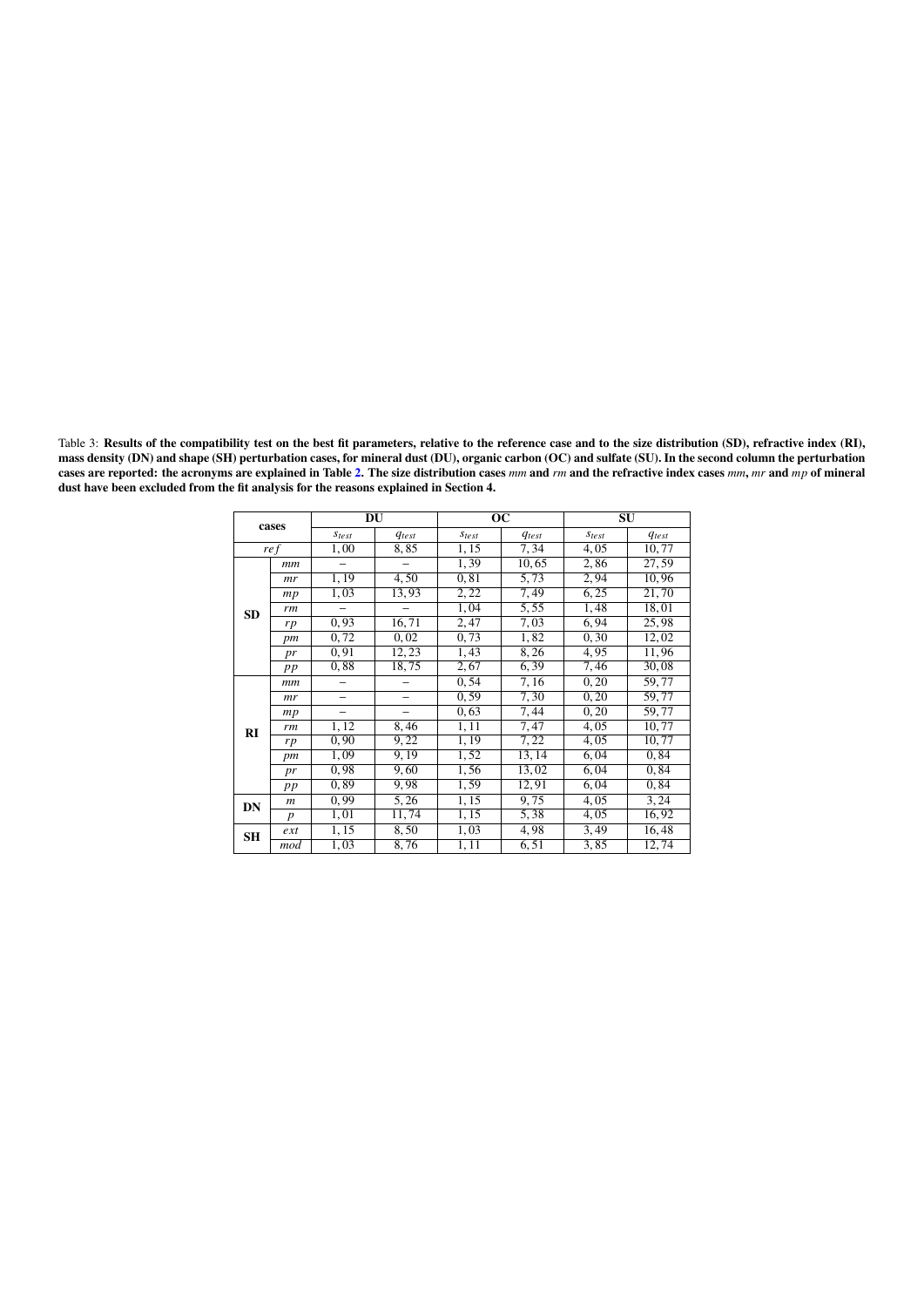Table 3: **Results of the compatibility test on the best fit parameters, relative to the reference case and to the size distribution (SD), refractive index (RI), mass density (DN) and shape (SH) perturbation cases, for mineral dust (DU), organic carbon (OC) and sulfate (SU). In the second column the perturbation cases are reported: the acronyms are explained in Table 2. The size distribution cases** *mm* **and** *rm* **and the refractive index cases** *mm*, *mr* **and** *mp* **of mineral dust have been excluded from the fit analysis for the reasons explained in Section 4.**

| cases | | DU | | OC | | SU | |
|---|---|---|---|---|---|---|---|
| | | $s_{test}$ | $q_{test}$ | $s_{test}$ | $q_{test}$ | $s_{test}$ | $q_{test}$ |
| $ref$ | | 1,00 | 8,85 | 1,15 | 7,34 | 4,05 | 10,77 |
| **SD** | $mm$ | – | – | 1,39 | 10,65 | 2,86 | 27,59 |
| | $mr$ | 1,19 | 4,50 | 0,81 | 5,73 | 2,94 | 10,96 |
| | $mp$ | 1,03 | 13,93 | 2,22 | 7,49 | 6,25 | 21,70 |
| | $rm$ | – | – | 1,04 | 5,55 | 1,48 | 18,01 |
| | $rp$ | 0,93 | 16,71 | 2,47 | 7,03 | 6,94 | 25,98 |
| | $pm$ | 0,72 | 0,02 | 0,73 | 1,82 | 0,30 | 12,02 |
| | $pr$ | 0,91 | 12,23 | 1,43 | 8,26 | 4,95 | 11,96 |
| | $pp$ | 0,88 | 18,75 | 2,67 | 6,39 | 7,46 | 30,08 |
| **RI** | $mm$ | – | – | 0,54 | 7,16 | 0,20 | 59,77 |
| | $mr$ | – | – | 0,59 | 7,30 | 0,20 | 59,77 |
| | $mp$ | – | – | 0,63 | 7,44 | 0,20 | 59,77 |
| | $rm$ | 1,12 | 8,46 | 1,11 | 7,47 | 4,05 | 10,77 |
| | $rp$ | 0,90 | 9,22 | 1,19 | 7,22 | 4,05 | 10,77 |
| | $pm$ | 1,09 | 9,19 | 1,52 | 13,14 | 6,04 | 0,84 |
| | $pr$ | 0,98 | 9,60 | 1,56 | 13,02 | 6,04 | 0,84 |
| | $pp$ | 0,89 | 9,98 | 1,59 | 12,91 | 6,04 | 0,84 |
| **DN** | $m$ | 0,99 | 5,26 | 1,15 | 9,75 | 4,05 | 3,24 |
| | $p$ | 1,01 | 11,74 | 1,15 | 5,38 | 4,05 | 16,92 |
| **SH** | $ext$ | 1,15 | 8,50 | 1,03 | 4,98 | 3,49 | 16,48 |
| | $mod$ | 1,03 | 8,76 | 1,11 | 6,51 | 3,85 | 12,74 |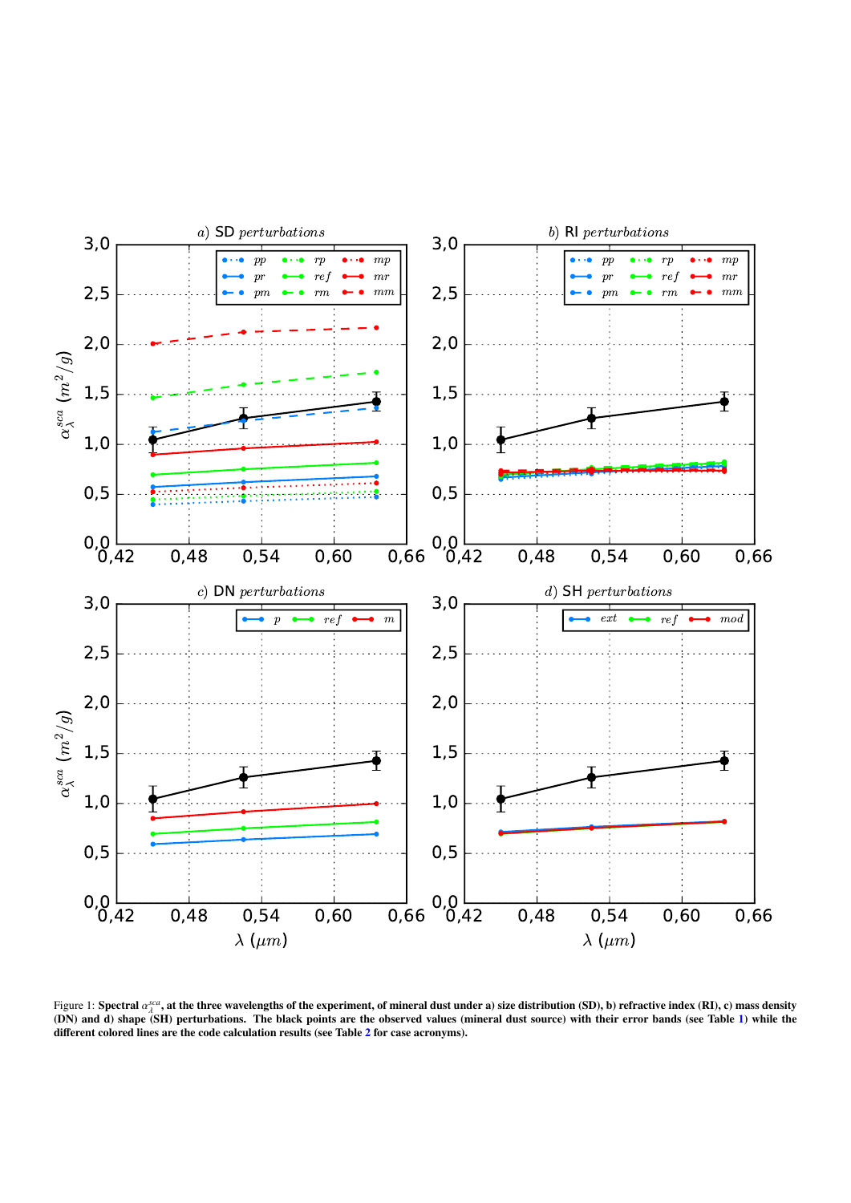Figure 1: Spectral $\alpha_{\lambda}^{sca}$, at the three wavelengths of the experiment, of mineral dust under a) size distribution (SD), b) refractive index (RI), c) mass density (DN) and d) shape (SH) perturbations. The black points are the observed values (mineral dust source) with their error bands (see Table 1) while the different colored lines are the code calculation results (see Table 2 for case acronyms).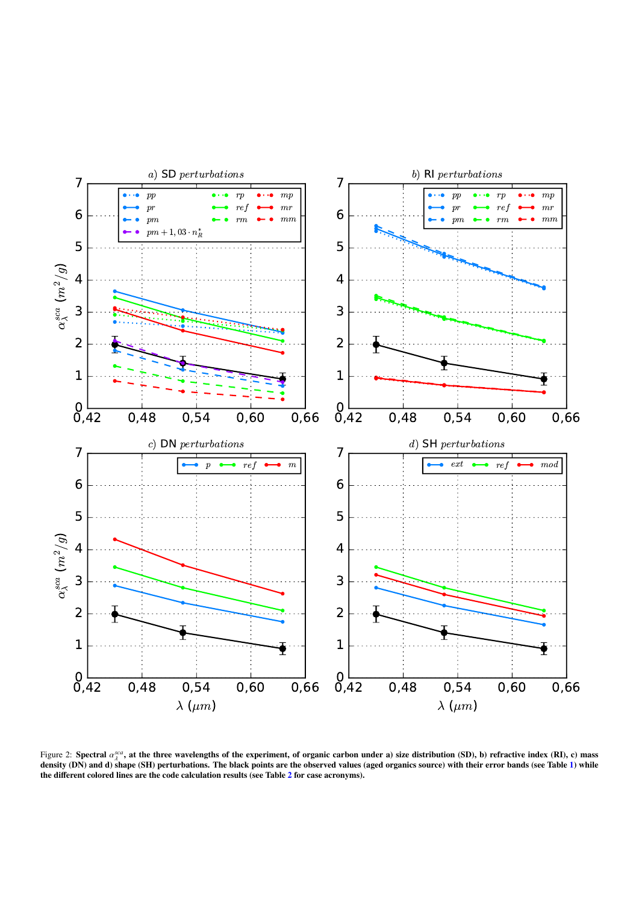Figure 2: **Spectral $\alpha^{sca}_{\lambda}$, at the three wavelengths of the experiment, of organic carbon under a) size distribution (SD), b) refractive index (RI), c) mass density (DN) and d) shape (SH) perturbations. The black points are the observed values (aged organics source) with their error bands (see Table 1) while the different colored lines are the code calculation results (see Table 2 for case acronyms).**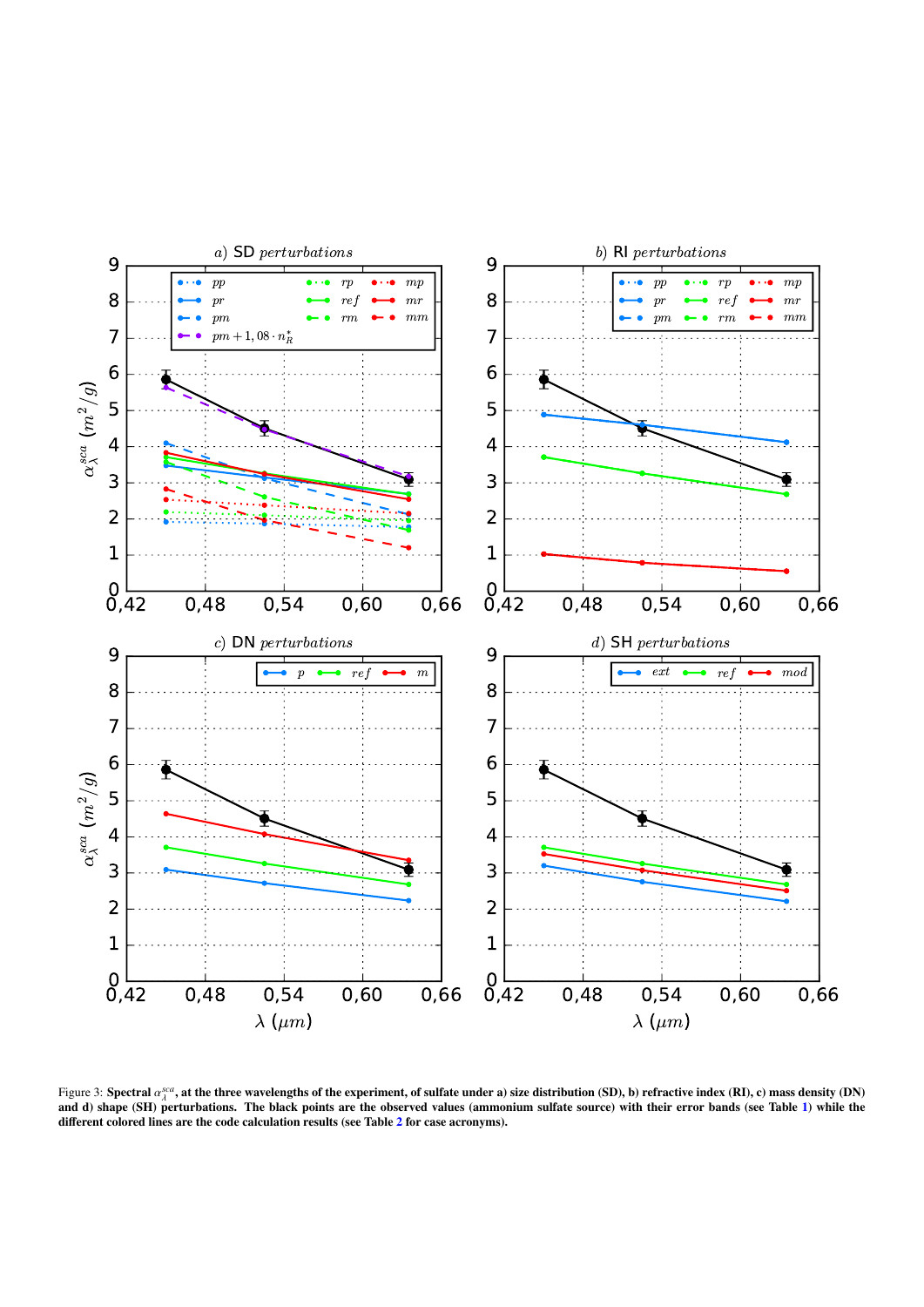a) SD perturbations

$\alpha_{\lambda}^{sca}$ $(m^2/g)$

pp, pr, pm, $pm + 1,08 \cdot n_R^*$, rp, ref, rm, mp, mr, mm

9 8 7 6 5 4 3 2 1 0

0,42 0,48 0,54 0,60 0,66

b) RI perturbations

pp, pr, pm, rp, ref, rm, mp, mr, mm

9 8 7 6 5 4 3 2 1 0

0,42 0,48 0,54 0,60 0,66

c) DN perturbations

$\alpha_{\lambda}^{sca}$ $(m^2/g)$

p, ref, m

9 8 7 6 5 4 3 2 1 0

0,42 0,48 0,54 0,60 0,66

$\lambda$ $(\mu m)$

d) SH perturbations

ext, ref, mod

9 8 7 6 5 4 3 2 1 0

0,42 0,48 0,54 0,60 0,66

$\lambda$ $(\mu m)$

Figure 3: **Spectral $\alpha_{\lambda}^{sca}$, at the three wavelengths of the experiment, of sulfate under a) size distribution (SD), b) refractive index (RI), c) mass density (DN) and d) shape (SH) perturbations. The black points are the observed values (ammonium sulfate source) with their error bands (see Table 1) while the different colored lines are the code calculation results (see Table 2 for case acronyms).**